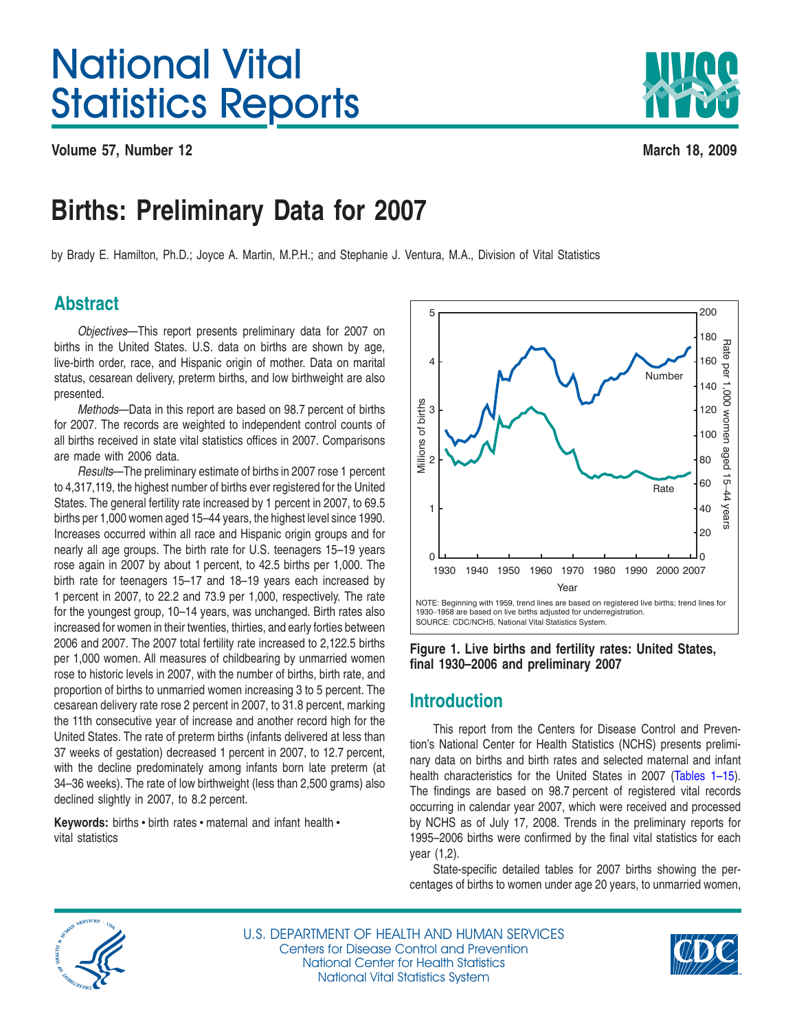# National Vital Statistics Reports

**Volume 57, Number 12** **March 18, 2009**

# Births: Preliminary Data for 2007

by Brady E. Hamilton, Ph.D.; Joyce A. Martin, M.P.H.; and Stephanie J. Ventura, M.A., Division of Vital Statistics

## Abstract

*Objectives*—This report presents preliminary data for 2007 on births in the United States. U.S. data on births are shown by age, live-birth order, race, and Hispanic origin of mother. Data on marital status, cesarean delivery, preterm births, and low birthweight are also presented.

*Methods*—Data in this report are based on 98.7 percent of births for 2007. The records are weighted to independent control counts of all births received in state vital statistics offices in 2007. Comparisons are made with 2006 data.

*Results*—The preliminary estimate of births in 2007 rose 1 percent to 4,317,119, the highest number of births ever registered for the United States. The general fertility rate increased by 1 percent in 2007, to 69.5 births per 1,000 women aged 15–44 years, the highest level since 1990. Increases occurred within all race and Hispanic origin groups and for nearly all age groups. The birth rate for U.S. teenagers 15–19 years rose again in 2007 by about 1 percent, to 42.5 births per 1,000. The birth rate for teenagers 15–17 and 18–19 years each increased by 1 percent in 2007, to 22.2 and 73.9 per 1,000, respectively. The rate for the youngest group, 10–14 years, was unchanged. Birth rates also increased for women in their twenties, thirties, and early forties between 2006 and 2007. The 2007 total fertility rate increased to 2,122.5 births per 1,000 women. All measures of childbearing by unmarried women rose to historic levels in 2007, with the number of births, birth rate, and proportion of births to unmarried women increasing 3 to 5 percent. The cesarean delivery rate rose 2 percent in 2007, to 31.8 percent, marking the 11th consecutive year of increase and another record high for the United States. The rate of preterm births (infants delivered at less than 37 weeks of gestation) decreased 1 percent in 2007, to 12.7 percent, with the decline predominately among infants born late preterm (at 34–36 weeks). The rate of low birthweight (less than 2,500 grams) also declined slightly in 2007, to 8.2 percent.

**Keywords:** births • birth rates • maternal and infant health • vital statistics

NOTE: Beginning with 1959, trend lines are based on registered live births; trend lines for 1930–1958 are based on live births adjusted for underregistration.
SOURCE: CDC/NCHS, National Vital Statistics System.

**Figure 1. Live births and fertility rates: United States, final 1930–2006 and preliminary 2007**

## Introduction

This report from the Centers for Disease Control and Prevention's National Center for Health Statistics (NCHS) presents preliminary data on births and birth rates and selected maternal and infant health characteristics for the United States in 2007 (Tables 1–15). The findings are based on 98.7 percent of registered vital records occurring in calendar year 2007, which were received and processed by NCHS as of July 17, 2008. Trends in the preliminary reports for 1995–2006 births were confirmed by the final vital statistics for each year (1,2).

State-specific detailed tables for 2007 births showing the percentages of births to women under age 20 years, to unmarried women,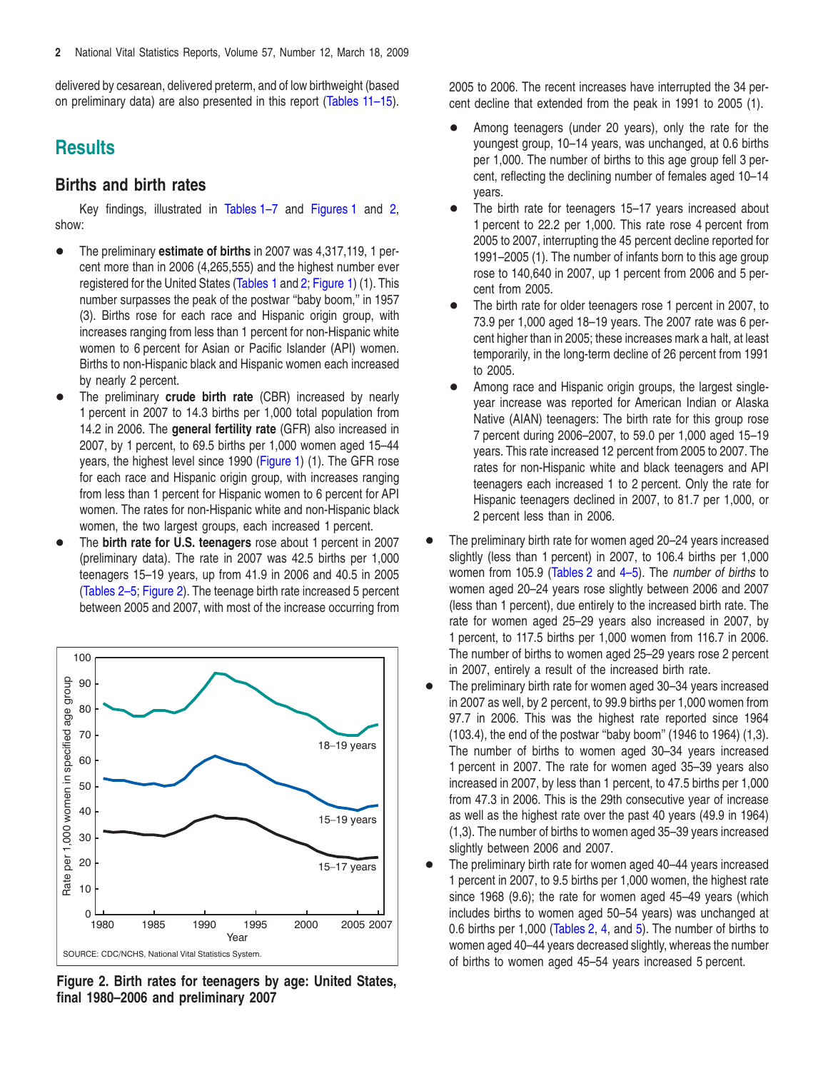delivered by cesarean, delivered preterm, and of low birthweight (based on preliminary data) are also presented in this report (Tables 11–15).

# Results

## Births and birth rates

Key findings, illustrated in Tables 1–7 and Figures 1 and 2, show:

- The preliminary **estimate of births** in 2007 was 4,317,119, 1 percent more than in 2006 (4,265,555) and the highest number ever registered for the United States (Tables 1 and 2; Figure 1) (1). This number surpasses the peak of the postwar "baby boom," in 1957 (3). Births rose for each race and Hispanic origin group, with increases ranging from less than 1 percent for non-Hispanic white women to 6 percent for Asian or Pacific Islander (API) women. Births to non-Hispanic black and Hispanic women each increased by nearly 2 percent.
- The preliminary **crude birth rate** (CBR) increased by nearly 1 percent in 2007 to 14.3 births per 1,000 total population from 14.2 in 2006. The **general fertility rate** (GFR) also increased in 2007, by 1 percent, to 69.5 births per 1,000 women aged 15–44 years, the highest level since 1990 (Figure 1) (1). The GFR rose for each race and Hispanic origin group, with increases ranging from less than 1 percent for Hispanic women to 6 percent for API women. The rates for non-Hispanic white and non-Hispanic black women, the two largest groups, each increased 1 percent.
- The **birth rate for U.S. teenagers** rose about 1 percent in 2007 (preliminary data). The rate in 2007 was 42.5 births per 1,000 teenagers 15–19 years, up from 41.9 in 2006 and 40.5 in 2005 (Tables 2–5; Figure 2). The teenage birth rate increased 5 percent between 2005 and 2007, with most of the increase occurring from 2005 to 2006. The recent increases have interrupted the 34 percent decline that extended from the peak in 1991 to 2005 (1).
  - Among teenagers (under 20 years), only the rate for the youngest group, 10–14 years, was unchanged, at 0.6 births per 1,000. The number of births to this age group fell 3 percent, reflecting the declining number of females aged 10–14 years.
  - The birth rate for teenagers 15–17 years increased about 1 percent to 22.2 per 1,000. This rate rose 4 percent from 2005 to 2007, interrupting the 45 percent decline reported for 1991–2005 (1). The number of infants born to this age group rose to 140,640 in 2007, up 1 percent from 2006 and 5 percent from 2005.
  - The birth rate for older teenagers rose 1 percent in 2007, to 73.9 per 1,000 aged 18–19 years. The 2007 rate was 6 percent higher than in 2005; these increases mark a halt, at least temporarily, in the long-term decline of 26 percent from 1991 to 2005.
  - Among race and Hispanic origin groups, the largest single-year increase was reported for American Indian or Alaska Native (AIAN) teenagers: The birth rate for this group rose 7 percent during 2006–2007, to 59.0 per 1,000 aged 15–19 years. This rate increased 12 percent from 2005 to 2007. The rates for non-Hispanic white and black teenagers and API teenagers each increased 1 to 2 percent. Only the rate for Hispanic teenagers declined in 2007, to 81.7 per 1,000, or 2 percent less than in 2006.
- The preliminary birth rate for women aged 20–24 years increased slightly (less than 1 percent) in 2007, to 106.4 births per 1,000 women from 105.9 (Tables 2 and 4–5). The *number of births* to women aged 20–24 years rose slightly between 2006 and 2007 (less than 1 percent), due entirely to the increased birth rate. The rate for women aged 25–29 years also increased in 2007, by 1 percent, to 117.5 births per 1,000 women from 116.7 in 2006. The number of births to women aged 25–29 years rose 2 percent in 2007, entirely a result of the increased birth rate.
- The preliminary birth rate for women aged 30–34 years increased in 2007 as well, by 2 percent, to 99.9 births per 1,000 women from 97.7 in 2006. This was the highest rate reported since 1964 (103.4), the end of the postwar "baby boom" (1946 to 1964) (1,3). The number of births to women aged 30–34 years increased 1 percent in 2007. The rate for women aged 35–39 years also increased in 2007, by less than 1 percent, to 47.5 births per 1,000 from 47.3 in 2006. This is the 29th consecutive year of increase as well as the highest rate over the past 40 years (49.9 in 1964) (1,3). The number of births to women aged 35–39 years increased slightly between 2006 and 2007.
- The preliminary birth rate for women aged 40–44 years increased 1 percent in 2007, to 9.5 births per 1,000 women, the highest rate since 1968 (9.6); the rate for women aged 45–49 years (which includes births to women aged 50–54 years) was unchanged at 0.6 births per 1,000 (Tables 2, 4, and 5). The number of births to women aged 40–44 years decreased slightly, whereas the number of births to women aged 45–54 years increased 5 percent.

SOURCE: CDC/NCHS, National Vital Statistics System.

**Figure 2. Birth rates for teenagers by age: United States, final 1980–2006 and preliminary 2007**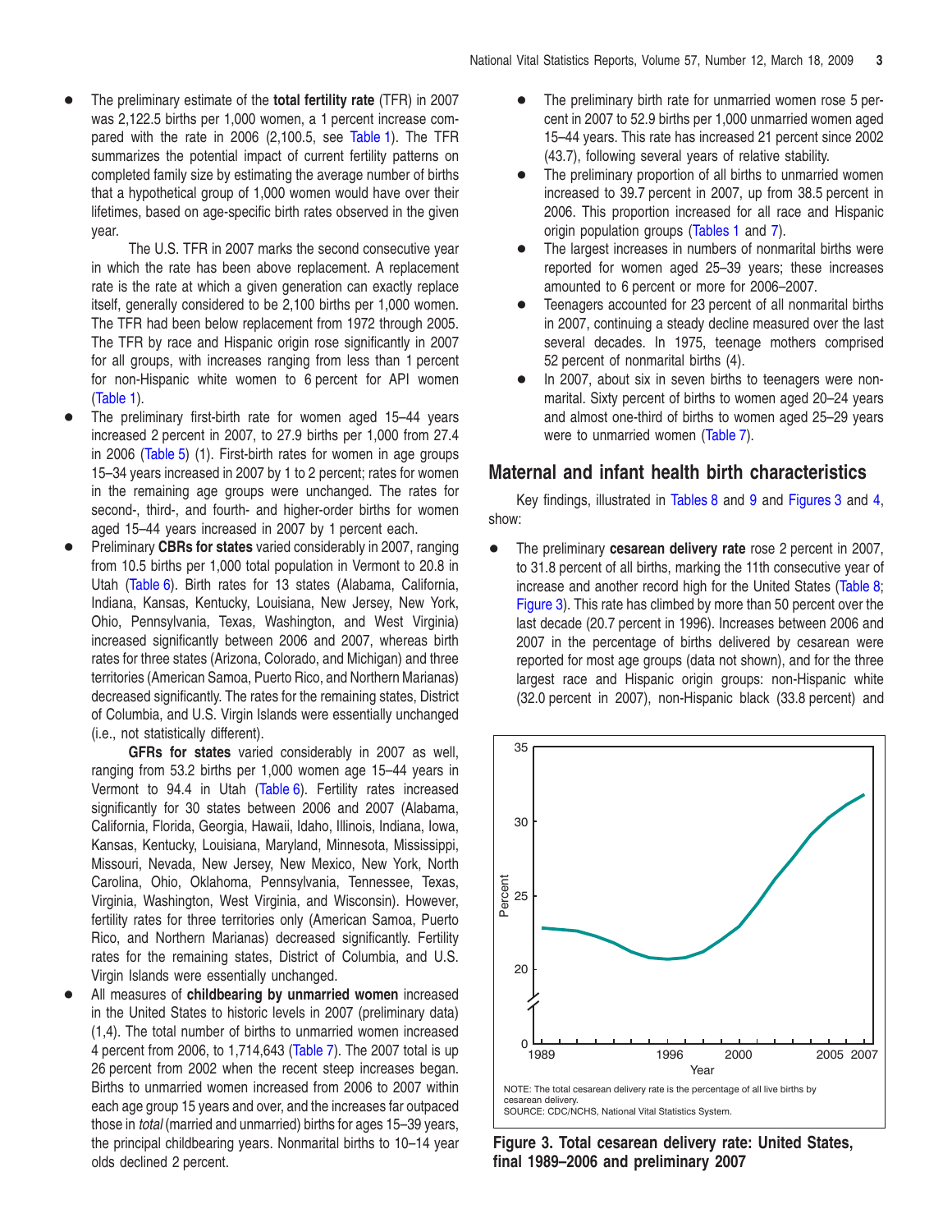- The preliminary estimate of the **total fertility rate** (TFR) in 2007 was 2,122.5 births per 1,000 women, a 1 percent increase compared with the rate in 2006 (2,100.5, see Table 1). The TFR summarizes the potential impact of current fertility patterns on completed family size by estimating the average number of births that a hypothetical group of 1,000 women would have over their lifetimes, based on age-specific birth rates observed in the given year.

  The U.S. TFR in 2007 marks the second consecutive year in which the rate has been above replacement. A replacement rate is the rate at which a given generation can exactly replace itself, generally considered to be 2,100 births per 1,000 women. The TFR had been below replacement from 1972 through 2005. The TFR by race and Hispanic origin rose significantly in 2007 for all groups, with increases ranging from less than 1 percent for non-Hispanic white women to 6 percent for API women (Table 1).
- The preliminary first-birth rate for women aged 15–44 years increased 2 percent in 2007, to 27.9 births per 1,000 from 27.4 in 2006 (Table 5) (1). First-birth rates for women in age groups 15–34 years increased in 2007 by 1 to 2 percent; rates for women in the remaining age groups were unchanged. The rates for second-, third-, and fourth- and higher-order births for women aged 15–44 years increased in 2007 by 1 percent each.
- Preliminary **CBRs for states** varied considerably in 2007, ranging from 10.5 births per 1,000 total population in Vermont to 20.8 in Utah (Table 6). Birth rates for 13 states (Alabama, California, Indiana, Kansas, Kentucky, Louisiana, New Jersey, New York, Ohio, Pennsylvania, Texas, Washington, and West Virginia) increased significantly between 2006 and 2007, whereas birth rates for three states (Arizona, Colorado, and Michigan) and three territories (American Samoa, Puerto Rico, and Northern Marianas) decreased significantly. The rates for the remaining states, District of Columbia, and U.S. Virgin Islands were essentially unchanged (i.e., not statistically different).

  **GFRs for states** varied considerably in 2007 as well, ranging from 53.2 births per 1,000 women age 15–44 years in Vermont to 94.4 in Utah (Table 6). Fertility rates increased significantly for 30 states between 2006 and 2007 (Alabama, California, Florida, Georgia, Hawaii, Idaho, Illinois, Indiana, Iowa, Kansas, Kentucky, Louisiana, Maryland, Minnesota, Mississippi, Missouri, Nevada, New Jersey, New Mexico, New York, North Carolina, Ohio, Oklahoma, Pennsylvania, Tennessee, Texas, Virginia, Washington, West Virginia, and Wisconsin). However, fertility rates for three territories only (American Samoa, Puerto Rico, and Northern Marianas) decreased significantly. Fertility rates for the remaining states, District of Columbia, and U.S. Virgin Islands were essentially unchanged.
- All measures of **childbearing by unmarried women** increased in the United States to historic levels in 2007 (preliminary data) (1,4). The total number of births to unmarried women increased 4 percent from 2006, to 1,714,643 (Table 7). The 2007 total is up 26 percent from 2002 when the recent steep increases began. Births to unmarried women increased from 2006 to 2007 within each age group 15 years and over, and the increases far outpaced those in *total* (married and unmarried) births for ages 15–39 years, the principal childbearing years. Nonmarital births to 10–14 year olds declined 2 percent.
- The preliminary birth rate for unmarried women rose 5 percent in 2007 to 52.9 births per 1,000 unmarried women aged 15–44 years. This rate has increased 21 percent since 2002 (43.7), following several years of relative stability.
- The preliminary proportion of all births to unmarried women increased to 39.7 percent in 2007, up from 38.5 percent in 2006. This proportion increased for all race and Hispanic origin population groups (Tables 1 and 7).
- The largest increases in numbers of nonmarital births were reported for women aged 25–39 years; these increases amounted to 6 percent or more for 2006–2007.
- Teenagers accounted for 23 percent of all nonmarital births in 2007, continuing a steady decline measured over the last several decades. In 1975, teenage mothers comprised 52 percent of nonmarital births (4).
- In 2007, about six in seven births to teenagers were nonmarital. Sixty percent of births to women aged 20–24 years and almost one-third of births to women aged 25–29 years were to unmarried women (Table 7).

## Maternal and infant health birth characteristics

Key findings, illustrated in Tables 8 and 9 and Figures 3 and 4, show:

- The preliminary **cesarean delivery rate** rose 2 percent in 2007, to 31.8 percent of all births, marking the 11th consecutive year of increase and another record high for the United States (Table 8; Figure 3). This rate has climbed by more than 50 percent over the last decade (20.7 percent in 1996). Increases between 2006 and 2007 in the percentage of births delivered by cesarean were reported for most age groups (data not shown), and for the three largest race and Hispanic origin groups: non-Hispanic white (32.0 percent in 2007), non-Hispanic black (33.8 percent) and

NOTE: The total cesarean delivery rate is the percentage of all live births by cesarean delivery.
SOURCE: CDC/NCHS, National Vital Statistics System.

**Figure 3. Total cesarean delivery rate: United States, final 1989–2006 and preliminary 2007**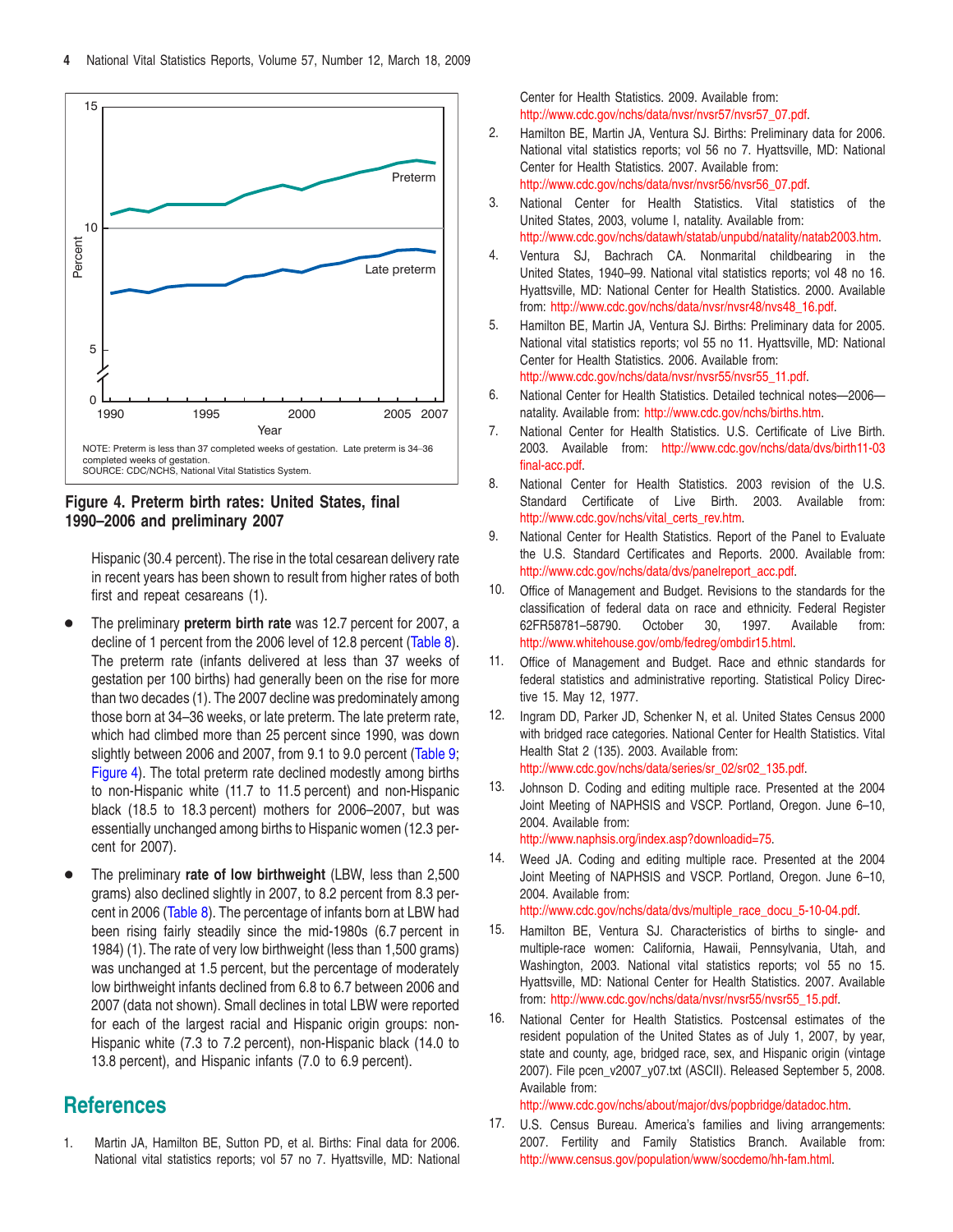NOTE: Preterm is less than 37 completed weeks of gestation. Late preterm is 34–36 completed weeks of gestation.
SOURCE: CDC/NCHS, National Vital Statistics System.

**Figure 4. Preterm birth rates: United States, final 1990–2006 and preliminary 2007**

Hispanic (30.4 percent). The rise in the total cesarean delivery rate in recent years has been shown to result from higher rates of both first and repeat cesareans (1).

- The preliminary **preterm birth rate** was 12.7 percent for 2007, a decline of 1 percent from the 2006 level of 12.8 percent (Table 8). The preterm rate (infants delivered at less than 37 weeks of gestation per 100 births) had generally been on the rise for more than two decades (1). The 2007 decline was predominately among those born at 34–36 weeks, or late preterm. The late preterm rate, which had climbed more than 25 percent since 1990, was down slightly between 2006 and 2007, from 9.1 to 9.0 percent (Table 9; Figure 4). The total preterm rate declined modestly among births to non-Hispanic white (11.7 to 11.5 percent) and non-Hispanic black (18.5 to 18.3 percent) mothers for 2006–2007, but was essentially unchanged among births to Hispanic women (12.3 percent for 2007).
- The preliminary **rate of low birthweight** (LBW, less than 2,500 grams) also declined slightly in 2007, to 8.2 percent from 8.3 percent in 2006 (Table 8). The percentage of infants born at LBW had been rising fairly steadily since the mid-1980s (6.7 percent in 1984) (1). The rate of very low birthweight (less than 1,500 grams) was unchanged at 1.5 percent, but the percentage of moderately low birthweight infants declined from 6.8 to 6.7 between 2006 and 2007 (data not shown). Small declines in total LBW were reported for each of the largest racial and Hispanic origin groups: non-Hispanic white (7.3 to 7.2 percent), non-Hispanic black (14.0 to 13.8 percent), and Hispanic infants (7.0 to 6.9 percent).

## References

1. Martin JA, Hamilton BE, Sutton PD, et al. Births: Final data for 2006. National vital statistics reports; vol 57 no 7. Hyattsville, MD: National Center for Health Statistics. 2009. Available from: http://www.cdc.gov/nchs/data/nvsr/nvsr57/nvsr57_07.pdf.
2. Hamilton BE, Martin JA, Ventura SJ. Births: Preliminary data for 2006. National vital statistics reports; vol 56 no 7. Hyattsville, MD: National Center for Health Statistics. 2007. Available from: http://www.cdc.gov/nchs/data/nvsr/nvsr56/nvsr56_07.pdf.
3. National Center for Health Statistics. Vital statistics of the United States, 2003, volume I, natality. Available from: http://www.cdc.gov/nchs/datawh/statab/unpubd/natality/natab2003.htm.
4. Ventura SJ, Bachrach CA. Nonmarital childbearing in the United States, 1940–99. National vital statistics reports; vol 48 no 16. Hyattsville, MD: National Center for Health Statistics. 2000. Available from: http://www.cdc.gov/nchs/data/nvsr/nvsr48/nvs48_16.pdf.
5. Hamilton BE, Martin JA, Ventura SJ. Births: Preliminary data for 2005. National vital statistics reports; vol 55 no 11. Hyattsville, MD: National Center for Health Statistics. 2006. Available from: http://www.cdc.gov/nchs/data/nvsr/nvsr55/nvsr55_11.pdf.
6. National Center for Health Statistics. Detailed technical notes—2006—natality. Available from: http://www.cdc.gov/nchs/births.htm.
7. National Center for Health Statistics. U.S. Certificate of Live Birth. 2003. Available from: http://www.cdc.gov/nchs/data/dvs/birth11-03final-acc.pdf.
8. National Center for Health Statistics. 2003 revision of the U.S. Standard Certificate of Live Birth. 2003. Available from: http://www.cdc.gov/nchs/vital_certs_rev.htm.
9. National Center for Health Statistics. Report of the Panel to Evaluate the U.S. Standard Certificates and Reports. 2000. Available from: http://www.cdc.gov/nchs/data/dvs/panelreport_acc.pdf.
10. Office of Management and Budget. Revisions to the standards for the classification of federal data on race and ethnicity. Federal Register 62FR58781–58790. October 30, 1997. Available from: http://www.whitehouse.gov/omb/fedreg/ombdir15.html.
11. Office of Management and Budget. Race and ethnic standards for federal statistics and administrative reporting. Statistical Policy Directive 15. May 12, 1977.
12. Ingram DD, Parker JD, Schenker N, et al. United States Census 2000 with bridged race categories. National Center for Health Statistics. Vital Health Stat 2 (135). 2003. Available from: http://www.cdc.gov/nchs/data/series/sr_02/sr02_135.pdf.
13. Johnson D. Coding and editing multiple race. Presented at the 2004 Joint Meeting of NAPHSIS and VSCP. Portland, Oregon. June 6–10, 2004. Available from: http://www.naphsis.org/index.asp?downloadid=75.
14. Weed JA. Coding and editing multiple race. Presented at the 2004 Joint Meeting of NAPHSIS and VSCP. Portland, Oregon. June 6–10, 2004. Available from: http://www.cdc.gov/nchs/data/dvs/multiple_race_docu_5-10-04.pdf.
15. Hamilton BE, Ventura SJ. Characteristics of births to single- and multiple-race women: California, Hawaii, Pennsylvania, Utah, and Washington, 2003. National vital statistics reports; vol 55 no 15. Hyattsville, MD: National Center for Health Statistics. 2007. Available from: http://www.cdc.gov/nchs/data/nvsr/nvsr55/nvsr55_15.pdf.
16. National Center for Health Statistics. Postcensal estimates of the resident population of the United States as of July 1, 2007, by year, state and county, age, bridged race, sex, and Hispanic origin (vintage 2007). File pcen_v2007_y07.txt (ASCII). Released September 5, 2008. Available from: http://www.cdc.gov/nchs/about/major/dvs/popbridge/datadoc.htm.
17. U.S. Census Bureau. America's families and living arrangements: 2007. Fertility and Family Statistics Branch. Available from: http://www.census.gov/population/www/socdemo/hh-fam.html.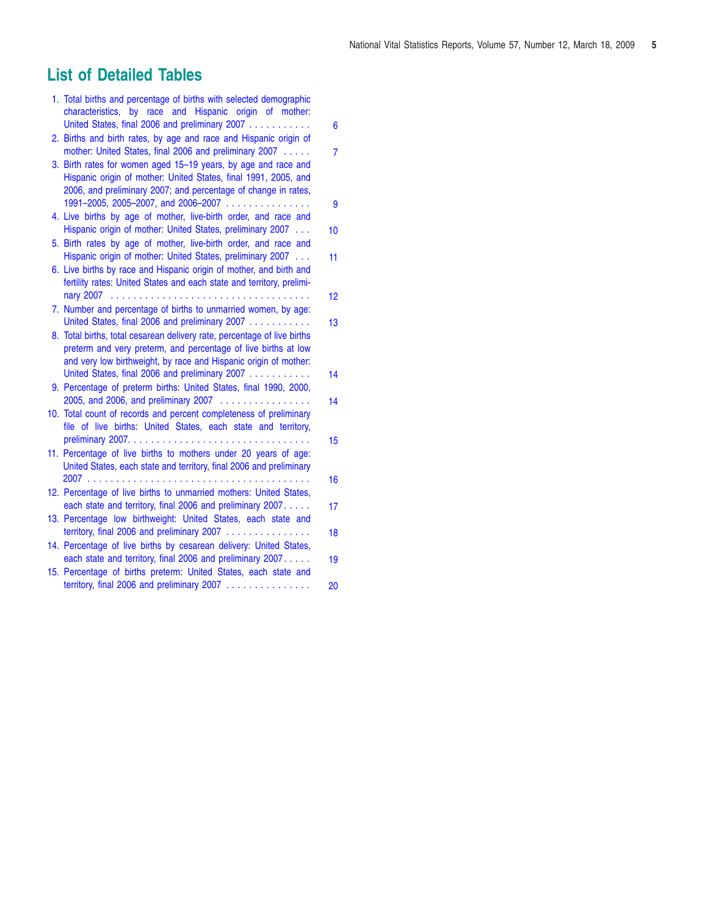# List of Detailed Tables

1. Total births and percentage of births with selected demographic characteristics, by race and Hispanic origin of mother: United States, final 2006 and preliminary 2007 . . . . . . . . . . . 6
2. Births and birth rates, by age and race and Hispanic origin of mother: United States, final 2006 and preliminary 2007 . . . . . 7
3. Birth rates for women aged 15–19 years, by age and race and Hispanic origin of mother: United States, final 1991, 2005, and 2006, and preliminary 2007; and percentage of change in rates, 1991–2005, 2005–2007, and 2006–2007 . . . . . . . . . . . . . . . 9
4. Live births by age of mother, live-birth order, and race and Hispanic origin of mother: United States, preliminary 2007 . . . 10
5. Birth rates by age of mother, live-birth order, and race and Hispanic origin of mother: United States, preliminary 2007 . . . 11
6. Live births by race and Hispanic origin of mother, and birth and fertility rates: United States and each state and territory, preliminary 2007 . . . . . . . . . . . . . . . . . . . . . . . . . . . . . . . . . . . 12
7. Number and percentage of births to unmarried women, by age: United States, final 2006 and preliminary 2007 . . . . . . . . . . . 13
8. Total births, total cesarean delivery rate, percentage of live births preterm and very preterm, and percentage of live births at low and very low birthweight, by race and Hispanic origin of mother: United States, final 2006 and preliminary 2007 . . . . . . . . . . . 14
9. Percentage of preterm births: United States, final 1990, 2000, 2005, and 2006, and preliminary 2007 . . . . . . . . . . . . . . . . 14
10. Total count of records and percent completeness of preliminary file of live births: United States, each state and territory, preliminary 2007. . . . . . . . . . . . . . . . . . . . . . . . . . . . . . . . 15
11. Percentage of live births to mothers under 20 years of age: United States, each state and territory, final 2006 and preliminary 2007 . . . . . . . . . . . . . . . . . . . . . . . . . . . . . . . . . . . . . . . 16
12. Percentage of live births to unmarried mothers: United States, each state and territory, final 2006 and preliminary 2007. . . . . 17
13. Percentage low birthweight: United States, each state and territory, final 2006 and preliminary 2007 . . . . . . . . . . . . . . . 18
14. Percentage of live births by cesarean delivery: United States, each state and territory, final 2006 and preliminary 2007. . . . . 19
15. Percentage of births preterm: United States, each state and territory, final 2006 and preliminary 2007 . . . . . . . . . . . . . . . 20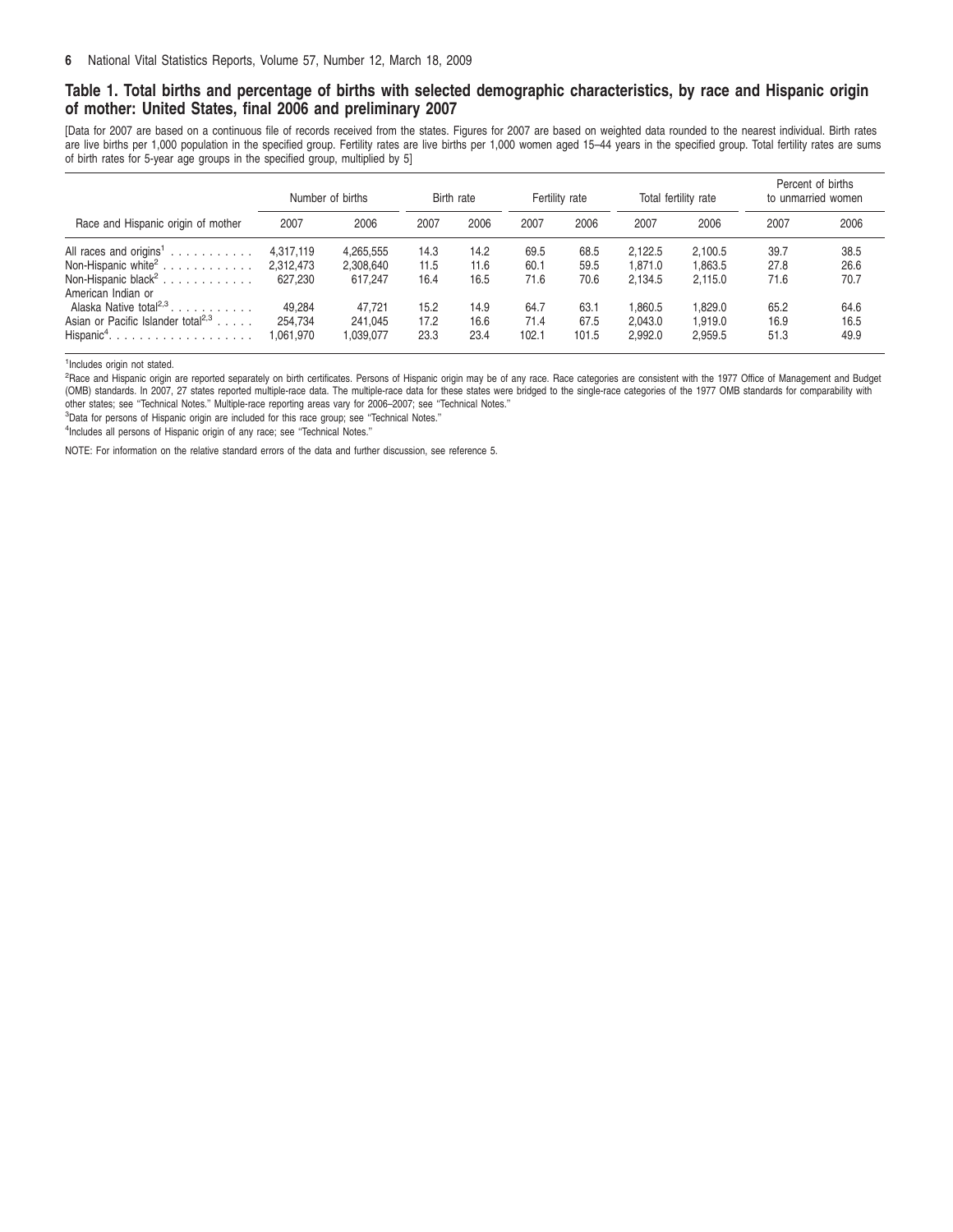### Table 1. Total births and percentage of births with selected demographic characteristics, by race and Hispanic origin of mother: United States, final 2006 and preliminary 2007

[Data for 2007 are based on a continuous file of records received from the states. Figures for 2007 are based on weighted data rounded to the nearest individual. Birth rates are live births per 1,000 population in the specified group. Fertility rates are live births per 1,000 women aged 15–44 years in the specified group. Total fertility rates are sums of birth rates for 5-year age groups in the specified group, multiplied by 5]

| Race and Hispanic origin of mother | Number of births | | Birth rate | | Fertility rate | | Total fertility rate | | Percent of births to unmarried women | |
|---|---|---|---|---|---|---|---|---|---|---|
| | 2007 | 2006 | 2007 | 2006 | 2007 | 2006 | 2007 | 2006 | 2007 | 2006 |
| All races and origins[1] | 4,317,119 | 4,265,555 | 14.3 | 14.2 | 69.5 | 68.5 | 2,122.5 | 2,100.5 | 39.7 | 38.5 |
| Non-Hispanic white[2] | 2,312,473 | 2,308,640 | 11.5 | 11.6 | 60.1 | 59.5 | 1,871.0 | 1,863.5 | 27.8 | 26.6 |
| Non-Hispanic black[2] | 627,230 | 617,247 | 16.4 | 16.5 | 71.6 | 70.6 | 2,134.5 | 2,115.0 | 71.6 | 70.7 |
| American Indian or Alaska Native total[2,3] | 49,284 | 47,721 | 15.2 | 14.9 | 64.7 | 63.1 | 1,860.5 | 1,829.0 | 65.2 | 64.6 |
| Asian or Pacific Islander total[2,3] | 254,734 | 241,045 | 17.2 | 16.6 | 71.4 | 67.5 | 2,043.0 | 1,919.0 | 16.9 | 16.5 |
| Hispanic[4] | 1,061,970 | 1,039,077 | 23.3 | 23.4 | 102.1 | 101.5 | 2,992.0 | 2,959.5 | 51.3 | 49.9 |

[1]Includes origin not stated.

[2]Race and Hispanic origin are reported separately on birth certificates. Persons of Hispanic origin may be of any race. Race categories are consistent with the 1977 Office of Management and Budget (OMB) standards. In 2007, 27 states reported multiple-race data. The multiple-race data for these states were bridged to the single-race categories of the 1977 OMB standards for comparability with other states; see "Technical Notes." Multiple-race reporting areas vary for 2006–2007; see "Technical Notes."

[3]Data for persons of Hispanic origin are included for this race group; see "Technical Notes."

[4]Includes all persons of Hispanic origin of any race; see "Technical Notes."

NOTE: For information on the relative standard errors of the data and further discussion, see reference 5.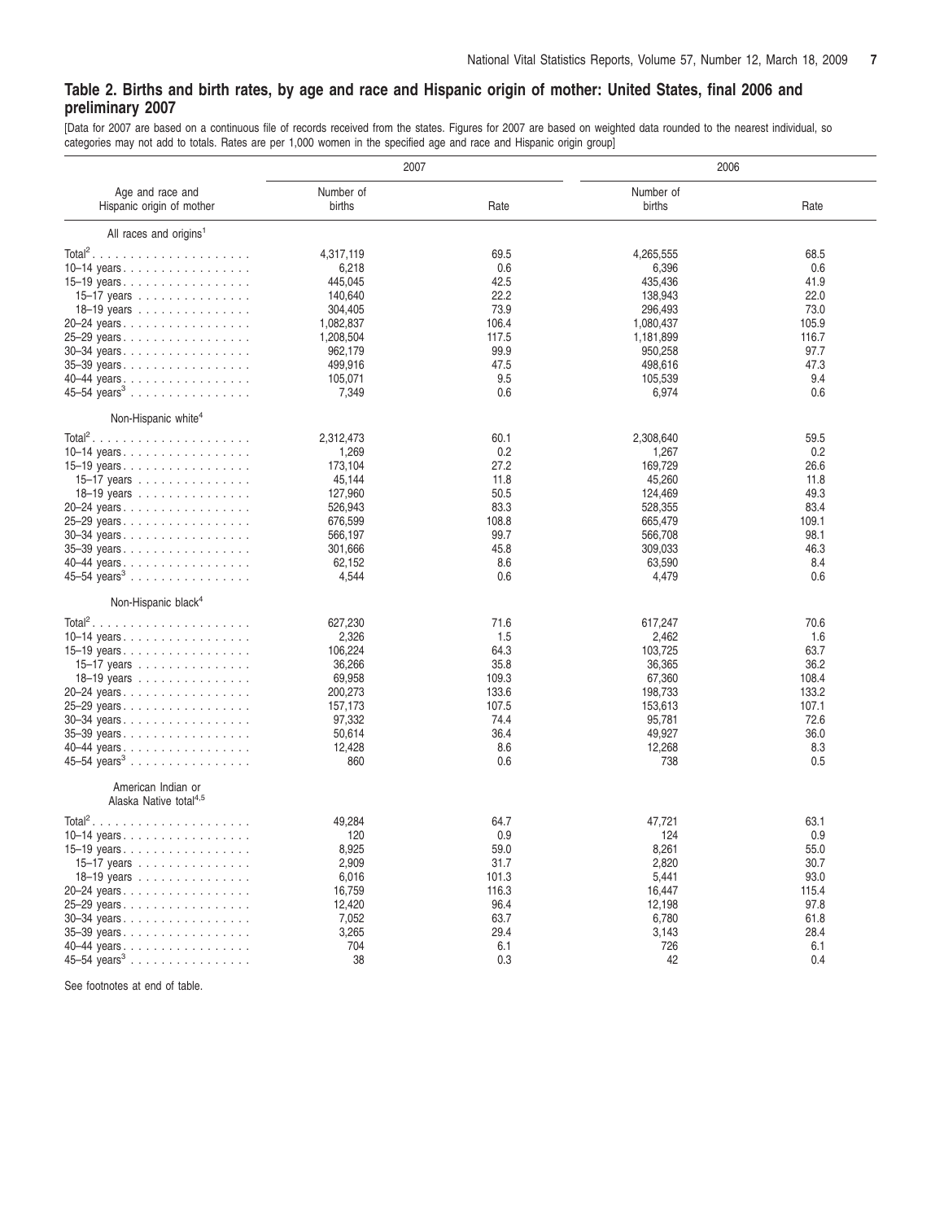## Table 2. Births and birth rates, by age and race and Hispanic origin of mother: United States, final 2006 and preliminary 2007

[Data for 2007 are based on a continuous file of records received from the states. Figures for 2007 are based on weighted data rounded to the nearest individual, so categories may not add to totals. Rates are per 1,000 women in the specified age and race and Hispanic origin group]

| Age and race and Hispanic origin of mother | 2007 | | 2006 | |
|---|---|---|---|---|
| | Number of births | Rate | Number of births | Rate |
| **All races and origins[1]** | | | | |
| Total[2] | 4,317,119 | 69.5 | 4,265,555 | 68.5 |
| 10–14 years | 6,218 | 0.6 | 6,396 | 0.6 |
| 15–19 years | 445,045 | 42.5 | 435,436 | 41.9 |
| 15–17 years | 140,640 | 22.2 | 138,943 | 22.0 |
| 18–19 years | 304,405 | 73.9 | 296,493 | 73.0 |
| 20–24 years | 1,082,837 | 106.4 | 1,080,437 | 105.9 |
| 25–29 years | 1,208,504 | 117.5 | 1,181,899 | 116.7 |
| 30–34 years | 962,179 | 99.9 | 950,258 | 97.7 |
| 35–39 years | 499,916 | 47.5 | 498,616 | 47.3 |
| 40–44 years | 105,071 | 9.5 | 105,539 | 9.4 |
| 45–54 years[3] | 7,349 | 0.6 | 6,974 | 0.6 |
| **Non-Hispanic white[4]** | | | | |
| Total[2] | 2,312,473 | 60.1 | 2,308,640 | 59.5 |
| 10–14 years | 1,269 | 0.2 | 1,267 | 0.2 |
| 15–19 years | 173,104 | 27.2 | 169,729 | 26.6 |
| 15–17 years | 45,144 | 11.8 | 45,260 | 11.8 |
| 18–19 years | 127,960 | 50.5 | 124,469 | 49.3 |
| 20–24 years | 526,943 | 83.3 | 528,355 | 83.4 |
| 25–29 years | 676,599 | 108.8 | 665,479 | 109.1 |
| 30–34 years | 566,197 | 99.7 | 566,708 | 98.1 |
| 35–39 years | 301,666 | 45.8 | 309,033 | 46.3 |
| 40–44 years | 62,152 | 8.6 | 63,590 | 8.4 |
| 45–54 years[3] | 4,544 | 0.6 | 4,479 | 0.6 |
| **Non-Hispanic black[4]** | | | | |
| Total[2] | 627,230 | 71.6 | 617,247 | 70.6 |
| 10–14 years | 2,326 | 1.5 | 2,462 | 1.6 |
| 15–19 years | 106,224 | 64.3 | 103,725 | 63.7 |
| 15–17 years | 36,266 | 35.8 | 36,365 | 36.2 |
| 18–19 years | 69,958 | 109.3 | 67,360 | 108.4 |
| 20–24 years | 200,273 | 133.6 | 198,733 | 133.2 |
| 25–29 years | 157,173 | 107.5 | 153,613 | 107.1 |
| 30–34 years | 97,332 | 74.4 | 95,781 | 72.6 |
| 35–39 years | 50,614 | 36.4 | 49,927 | 36.0 |
| 40–44 years | 12,428 | 8.6 | 12,268 | 8.3 |
| 45–54 years[3] | 860 | 0.6 | 738 | 0.5 |
| **American Indian or Alaska Native total[4,5]** | | | | |
| Total[2] | 49,284 | 64.7 | 47,721 | 63.1 |
| 10–14 years | 120 | 0.9 | 124 | 0.9 |
| 15–19 years | 8,925 | 59.0 | 8,261 | 55.0 |
| 15–17 years | 2,909 | 31.7 | 2,820 | 30.7 |
| 18–19 years | 6,016 | 101.3 | 5,441 | 93.0 |
| 20–24 years | 16,759 | 116.3 | 16,447 | 115.4 |
| 25–29 years | 12,420 | 96.4 | 12,198 | 97.8 |
| 30–34 years | 7,052 | 63.7 | 6,780 | 61.8 |
| 35–39 years | 3,265 | 29.4 | 3,143 | 28.4 |
| 40–44 years | 704 | 6.1 | 726 | 6.1 |
| 45–54 years[3] | 38 | 0.3 | 42 | 0.4 |

See footnotes at end of table.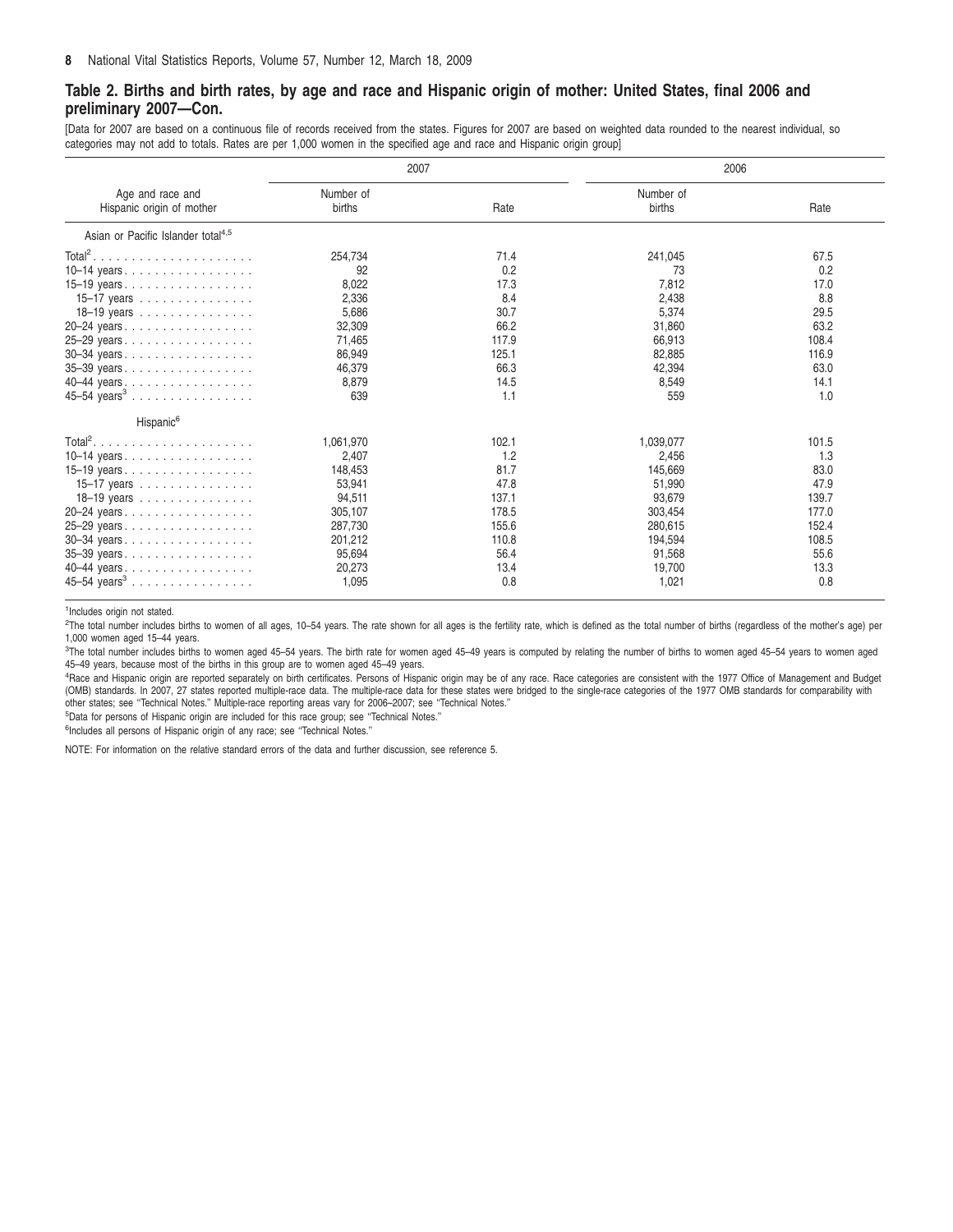## Table 2. Births and birth rates, by age and race and Hispanic origin of mother: United States, final 2006 and preliminary 2007—Con.

[Data for 2007 are based on a continuous file of records received from the states. Figures for 2007 are based on weighted data rounded to the nearest individual, so categories may not add to totals. Rates are per 1,000 women in the specified age and race and Hispanic origin group]

| Age and race and Hispanic origin of mother | 2007 | | 2006 | |
|---|---|---|---|---|
| | Number of births | Rate | Number of births | Rate |
| **Asian or Pacific Islander total[4,5]** | | | | |
| Total[2] | 254,734 | 71.4 | 241,045 | 67.5 |
| 10–14 years | 92 | 0.2 | 73 | 0.2 |
| 15–19 years | 8,022 | 17.3 | 7,812 | 17.0 |
| 15–17 years | 2,336 | 8.4 | 2,438 | 8.8 |
| 18–19 years | 5,686 | 30.7 | 5,374 | 29.5 |
| 20–24 years | 32,309 | 66.2 | 31,860 | 63.2 |
| 25–29 years | 71,465 | 117.9 | 66,913 | 108.4 |
| 30–34 years | 86,949 | 125.1 | 82,885 | 116.9 |
| 35–39 years | 46,379 | 66.3 | 42,394 | 63.0 |
| 40–44 years | 8,879 | 14.5 | 8,549 | 14.1 |
| 45–54 years[3] | 639 | 1.1 | 559 | 1.0 |
| **Hispanic[6]** | | | | |
| Total[2] | 1,061,970 | 102.1 | 1,039,077 | 101.5 |
| 10–14 years | 2,407 | 1.2 | 2,456 | 1.3 |
| 15–19 years | 148,453 | 81.7 | 145,669 | 83.0 |
| 15–17 years | 53,941 | 47.8 | 51,990 | 47.9 |
| 18–19 years | 94,511 | 137.1 | 93,679 | 139.7 |
| 20–24 years | 305,107 | 178.5 | 303,454 | 177.0 |
| 25–29 years | 287,730 | 155.6 | 280,615 | 152.4 |
| 30–34 years | 201,212 | 110.8 | 194,594 | 108.5 |
| 35–39 years | 95,694 | 56.4 | 91,568 | 55.6 |
| 40–44 years | 20,273 | 13.4 | 19,700 | 13.3 |
| 45–54 years[3] | 1,095 | 0.8 | 1,021 | 0.8 |

[1]Includes origin not stated.

[2]The total number includes births to women of all ages, 10–54 years. The rate shown for all ages is the fertility rate, which is defined as the total number of births (regardless of the mother's age) per 1,000 women aged 15–44 years.

[3]The total number includes births to women aged 45–54 years. The birth rate for women aged 45–49 years is computed by relating the number of births to women aged 45–54 years to women aged 45–49 years, because most of the births in this group are to women aged 45–49 years.

[4]Race and Hispanic origin are reported separately on birth certificates. Persons of Hispanic origin may be of any race. Race categories are consistent with the 1977 Office of Management and Budget (OMB) standards. In 2007, 27 states reported multiple-race data. The multiple-race data for these states were bridged to the single-race categories of the 1977 OMB standards for comparability with other states; see "Technical Notes." Multiple-race reporting areas vary for 2006–2007; see "Technical Notes."

[5]Data for persons of Hispanic origin are included for this race group; see "Technical Notes."

[6]Includes all persons of Hispanic origin of any race; see "Technical Notes."

NOTE: For information on the relative standard errors of the data and further discussion, see reference 5.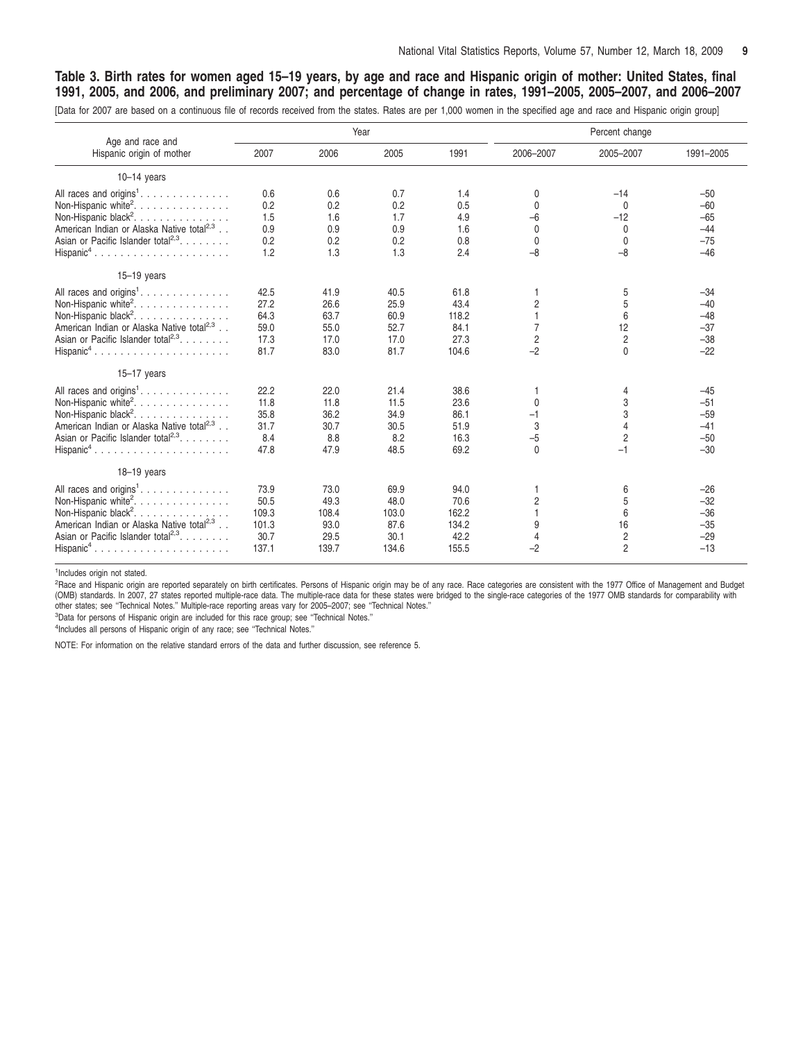**Table 3. Birth rates for women aged 15–19 years, by age and race and Hispanic origin of mother: United States, final 1991, 2005, and 2006, and preliminary 2007; and percentage of change in rates, 1991–2005, 2005–2007, and 2006–2007**

[Data for 2007 are based on a continuous file of records received from the states. Rates are per 1,000 women in the specified age and race and Hispanic origin group]

| Age and race and Hispanic origin of mother | Year | | | | Percent change | | |
|---|---|---|---|---|---|---|---|
| | 2007 | 2006 | 2005 | 1991 | 2006–2007 | 2005–2007 | 1991–2005 |
| **10–14 years** | | | | | | | |
| All races and origins[1] | 0.6 | 0.6 | 0.7 | 1.4 | 0 | –14 | –50 |
| Non-Hispanic white[2] | 0.2 | 0.2 | 0.2 | 0.5 | 0 | 0 | –60 |
| Non-Hispanic black[2] | 1.5 | 1.6 | 1.7 | 4.9 | –6 | –12 | –65 |
| American Indian or Alaska Native total[2,3] | 0.9 | 0.9 | 0.9 | 1.6 | 0 | 0 | –44 |
| Asian or Pacific Islander total[2,3] | 0.2 | 0.2 | 0.2 | 0.8 | 0 | 0 | –75 |
| Hispanic[4] | 1.2 | 1.3 | 1.3 | 2.4 | –8 | –8 | –46 |
| **15–19 years** | | | | | | | |
| All races and origins[1] | 42.5 | 41.9 | 40.5 | 61.8 | 1 | 5 | –34 |
| Non-Hispanic white[2] | 27.2 | 26.6 | 25.9 | 43.4 | 2 | 5 | –40 |
| Non-Hispanic black[2] | 64.3 | 63.7 | 60.9 | 118.2 | 1 | 6 | –48 |
| American Indian or Alaska Native total[2,3] | 59.0 | 55.0 | 52.7 | 84.1 | 7 | 12 | –37 |
| Asian or Pacific Islander total[2,3] | 17.3 | 17.0 | 17.0 | 27.3 | 2 | 2 | –38 |
| Hispanic[4] | 81.7 | 83.0 | 81.7 | 104.6 | –2 | 0 | –22 |
| **15–17 years** | | | | | | | |
| All races and origins[1] | 22.2 | 22.0 | 21.4 | 38.6 | 1 | 4 | –45 |
| Non-Hispanic white[2] | 11.8 | 11.8 | 11.5 | 23.6 | 0 | 3 | –51 |
| Non-Hispanic black[2] | 35.8 | 36.2 | 34.9 | 86.1 | –1 | 3 | –59 |
| American Indian or Alaska Native total[2,3] | 31.7 | 30.7 | 30.5 | 51.9 | 3 | 4 | –41 |
| Asian or Pacific Islander total[2,3] | 8.4 | 8.8 | 8.2 | 16.3 | –5 | 2 | –50 |
| Hispanic[4] | 47.8 | 47.9 | 48.5 | 69.2 | 0 | –1 | –30 |
| **18–19 years** | | | | | | | |
| All races and origins[1] | 73.9 | 73.0 | 69.9 | 94.0 | 1 | 6 | –26 |
| Non-Hispanic white[2] | 50.5 | 49.3 | 48.0 | 70.6 | 2 | 5 | –32 |
| Non-Hispanic black[2] | 109.3 | 108.4 | 103.0 | 162.2 | 1 | 6 | –36 |
| American Indian or Alaska Native total[2,3] | 101.3 | 93.0 | 87.6 | 134.2 | 9 | 16 | –35 |
| Asian or Pacific Islander total[2,3] | 30.7 | 29.5 | 30.1 | 42.2 | 4 | 2 | –29 |
| Hispanic[4] | 137.1 | 139.7 | 134.6 | 155.5 | –2 | 2 | –13 |

[1]Includes origin not stated.

[2]Race and Hispanic origin are reported separately on birth certificates. Persons of Hispanic origin may be of any race. Race categories are consistent with the 1977 Office of Management and Budget (OMB) standards. In 2007, 27 states reported multiple-race data. The multiple-race data for these states were bridged to the single-race categories of the 1977 OMB standards for comparability with other states; see ''Technical Notes.'' Multiple-race reporting areas vary for 2005–2007; see ''Technical Notes.''

[3]Data for persons of Hispanic origin are included for this race group; see ''Technical Notes.''

[4]Includes all persons of Hispanic origin of any race; see ''Technical Notes.''

NOTE: For information on the relative standard errors of the data and further discussion, see reference 5.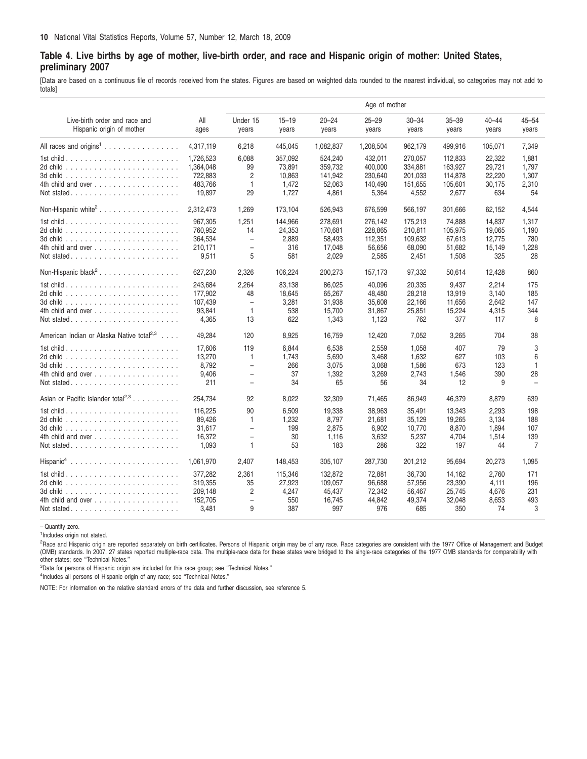## Table 4. Live births by age of mother, live-birth order, and race and Hispanic origin of mother: United States, preliminary 2007

[Data are based on a continuous file of records received from the states. Figures are based on weighted data rounded to the nearest individual, so categories may not add to totals]

| Live-birth order and race and Hispanic origin of mother | All ages | Age of mother | | | | | | | |
|---|---|---|---|---|---|---|---|---|---|
| | | Under 15 years | 15–19 years | 20–24 years | 25–29 years | 30–34 years | 35–39 years | 40–44 years | 45–54 years |
| All races and origins[1] | 4,317,119 | 6,218 | 445,045 | 1,082,837 | 1,208,504 | 962,179 | 499,916 | 105,071 | 7,349 |
| 1st child | 1,726,523 | 6,088 | 357,092 | 524,240 | 432,011 | 270,057 | 112,833 | 22,322 | 1,881 |
| 2d child | 1,364,048 | 99 | 73,891 | 359,732 | 400,000 | 334,881 | 163,927 | 29,721 | 1,797 |
| 3d child | 722,883 | 2 | 10,863 | 141,942 | 230,640 | 201,033 | 114,878 | 22,220 | 1,307 |
| 4th child and over | 483,766 | 1 | 1,472 | 52,063 | 140,490 | 151,655 | 105,601 | 30,175 | 2,310 |
| Not stated | 19,897 | 29 | 1,727 | 4,861 | 5,364 | 4,552 | 2,677 | 634 | 54 |
| Non-Hispanic white[2] | 2,312,473 | 1,269 | 173,104 | 526,943 | 676,599 | 566,197 | 301,666 | 62,152 | 4,544 |
| 1st child | 967,305 | 1,251 | 144,966 | 278,691 | 276,142 | 175,213 | 74,888 | 14,837 | 1,317 |
| 2d child | 760,952 | 14 | 24,353 | 170,681 | 228,865 | 210,811 | 105,975 | 19,065 | 1,190 |
| 3d child | 364,534 | – | 2,889 | 58,493 | 112,351 | 109,632 | 67,613 | 12,775 | 780 |
| 4th child and over | 210,171 | – | 316 | 17,048 | 56,656 | 68,090 | 51,682 | 15,149 | 1,228 |
| Not stated | 9,511 | 5 | 581 | 2,029 | 2,585 | 2,451 | 1,508 | 325 | 28 |
| Non-Hispanic black[2] | 627,230 | 2,326 | 106,224 | 200,273 | 157,173 | 97,332 | 50,614 | 12,428 | 860 |
| 1st child | 243,684 | 2,264 | 83,138 | 86,025 | 40,096 | 20,335 | 9,437 | 2,214 | 175 |
| 2d child | 177,902 | 48 | 18,645 | 65,267 | 48,480 | 28,218 | 13,919 | 3,140 | 185 |
| 3d child | 107,439 | – | 3,281 | 31,938 | 35,608 | 22,166 | 11,656 | 2,642 | 147 |
| 4th child and over | 93,841 | 1 | 538 | 15,700 | 31,867 | 25,851 | 15,224 | 4,315 | 344 |
| Not stated | 4,365 | 13 | 622 | 1,343 | 1,123 | 762 | 377 | 117 | 8 |
| American Indian or Alaska Native total[2,3] | 49,284 | 120 | 8,925 | 16,759 | 12,420 | 7,052 | 3,265 | 704 | 38 |
| 1st child | 17,606 | 119 | 6,844 | 6,538 | 2,559 | 1,058 | 407 | 79 | 3 |
| 2d child | 13,270 | 1 | 1,743 | 5,690 | 3,468 | 1,632 | 627 | 103 | 6 |
| 3d child | 8,792 | – | 266 | 3,075 | 3,068 | 1,586 | 673 | 123 | 1 |
| 4th child and over | 9,406 | – | 37 | 1,392 | 3,269 | 2,743 | 1,546 | 390 | 28 |
| Not stated | 211 | – | 34 | 65 | 56 | 34 | 12 | 9 | – |
| Asian or Pacific Islander total[2,3] | 254,734 | 92 | 8,022 | 32,309 | 71,465 | 86,949 | 46,379 | 8,879 | 639 |
| 1st child | 116,225 | 90 | 6,509 | 19,338 | 38,963 | 35,491 | 13,343 | 2,293 | 198 |
| 2d child | 89,426 | 1 | 1,232 | 8,797 | 21,681 | 35,129 | 19,265 | 3,134 | 188 |
| 3d child | 31,617 | – | 199 | 2,875 | 6,902 | 10,770 | 8,870 | 1,894 | 107 |
| 4th child and over | 16,372 | – | 30 | 1,116 | 3,632 | 5,237 | 4,704 | 1,514 | 139 |
| Not stated | 1,093 | 1 | 53 | 183 | 286 | 322 | 197 | 44 | 7 |
| Hispanic[4] | 1,061,970 | 2,407 | 148,453 | 305,107 | 287,730 | 201,212 | 95,694 | 20,273 | 1,095 |
| 1st child | 377,282 | 2,361 | 115,346 | 132,872 | 72,881 | 36,730 | 14,162 | 2,760 | 171 |
| 2d child | 319,355 | 35 | 27,923 | 109,057 | 96,688 | 57,956 | 23,390 | 4,111 | 196 |
| 3d child | 209,148 | 2 | 4,247 | 45,437 | 72,342 | 56,467 | 25,745 | 4,676 | 231 |
| 4th child and over | 152,705 | – | 550 | 16,745 | 44,842 | 49,374 | 32,048 | 8,653 | 493 |
| Not stated | 3,481 | 9 | 387 | 997 | 976 | 685 | 350 | 74 | 3 |

– Quantity zero.

[1]Includes origin not stated.

[2]Race and Hispanic origin are reported separately on birth certificates. Persons of Hispanic origin may be of any race. Race categories are consistent with the 1977 Office of Management and Budget (OMB) standards. In 2007, 27 states reported multiple-race data. The multiple-race data for these states were bridged to the single-race categories of the 1977 OMB standards for comparability with other states; see "Technical Notes."

[3]Data for persons of Hispanic origin are included for this race group; see "Technical Notes."

[4]Includes all persons of Hispanic origin of any race; see "Technical Notes."

NOTE: For information on the relative standard errors of the data and further discussion, see reference 5.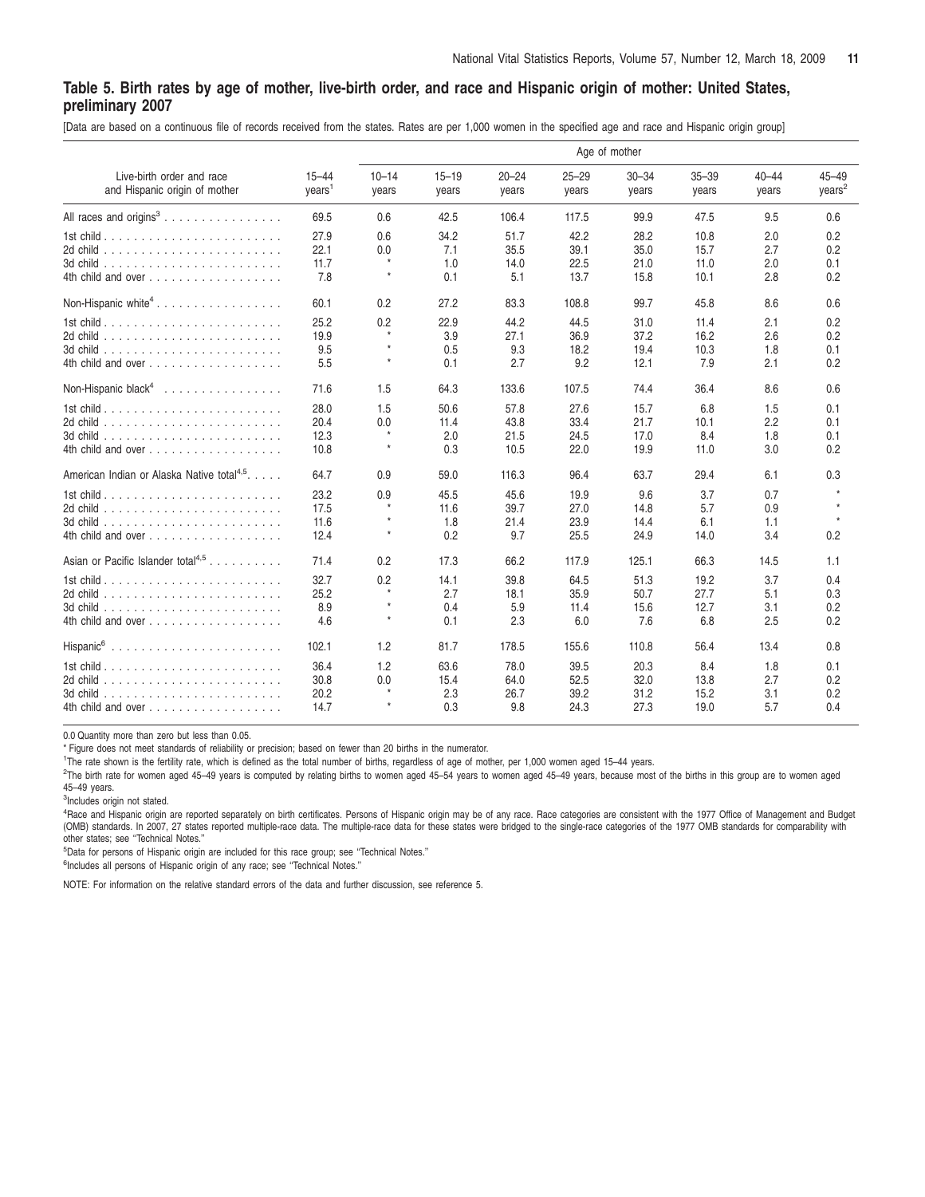## Table 5. Birth rates by age of mother, live-birth order, and race and Hispanic origin of mother: United States, preliminary 2007

[Data are based on a continuous file of records received from the states. Rates are per 1,000 women in the specified age and race and Hispanic origin group]

| Live-birth order and race and Hispanic origin of mother | 15–44 years[1] | Age of mother | | | | | | | |
|---|---|---|---|---|---|---|---|---|---|
| | | 10–14 years | 15–19 years | 20–24 years | 25–29 years | 30–34 years | 35–39 years | 40–44 years | 45–49 years[2] |
| All races and origins[3] | 69.5 | 0.6 | 42.5 | 106.4 | 117.5 | 99.9 | 47.5 | 9.5 | 0.6 |
| 1st child | 27.9 | 0.6 | 34.2 | 51.7 | 42.2 | 28.2 | 10.8 | 2.0 | 0.2 |
| 2d child | 22.1 | 0.0 | 7.1 | 35.5 | 39.1 | 35.0 | 15.7 | 2.7 | 0.2 |
| 3d child | 11.7 | * | 1.0 | 14.0 | 22.5 | 21.0 | 11.0 | 2.0 | 0.1 |
| 4th child and over | 7.8 | * | 0.1 | 5.1 | 13.7 | 15.8 | 10.1 | 2.8 | 0.2 |
| Non-Hispanic white[4] | 60.1 | 0.2 | 27.2 | 83.3 | 108.8 | 99.7 | 45.8 | 8.6 | 0.6 |
| 1st child | 25.2 | 0.2 | 22.9 | 44.2 | 44.5 | 31.0 | 11.4 | 2.1 | 0.2 |
| 2d child | 19.9 | * | 3.9 | 27.1 | 36.9 | 37.2 | 16.2 | 2.6 | 0.2 |
| 3d child | 9.5 | * | 0.5 | 9.3 | 18.2 | 19.4 | 10.3 | 1.8 | 0.1 |
| 4th child and over | 5.5 | * | 0.1 | 2.7 | 9.2 | 12.1 | 7.9 | 2.1 | 0.2 |
| Non-Hispanic black[4] | 71.6 | 1.5 | 64.3 | 133.6 | 107.5 | 74.4 | 36.4 | 8.6 | 0.6 |
| 1st child | 28.0 | 1.5 | 50.6 | 57.8 | 27.6 | 15.7 | 6.8 | 1.5 | 0.1 |
| 2d child | 20.4 | 0.0 | 11.4 | 43.8 | 33.4 | 21.7 | 10.1 | 2.2 | 0.1 |
| 3d child | 12.3 | * | 2.0 | 21.5 | 24.5 | 17.0 | 8.4 | 1.8 | 0.1 |
| 4th child and over | 10.8 | * | 0.3 | 10.5 | 22.0 | 19.9 | 11.0 | 3.0 | 0.2 |
| American Indian or Alaska Native total[4,5] | 64.7 | 0.9 | 59.0 | 116.3 | 96.4 | 63.7 | 29.4 | 6.1 | 0.3 |
| 1st child | 23.2 | 0.9 | 45.5 | 45.6 | 19.9 | 9.6 | 3.7 | 0.7 | * |
| 2d child | 17.5 | * | 11.6 | 39.7 | 27.0 | 14.8 | 5.7 | 0.9 | * |
| 3d child | 11.6 | * | 1.8 | 21.4 | 23.9 | 14.4 | 6.1 | 1.1 | * |
| 4th child and over | 12.4 | * | 0.2 | 9.7 | 25.5 | 24.9 | 14.0 | 3.4 | 0.2 |
| Asian or Pacific Islander total[4,5] | 71.4 | 0.2 | 17.3 | 66.2 | 117.9 | 125.1 | 66.3 | 14.5 | 1.1 |
| 1st child | 32.7 | 0.2 | 14.1 | 39.8 | 64.5 | 51.3 | 19.2 | 3.7 | 0.4 |
| 2d child | 25.2 | * | 2.7 | 18.1 | 35.9 | 50.7 | 27.7 | 5.1 | 0.3 |
| 3d child | 8.9 | * | 0.4 | 5.9 | 11.4 | 15.6 | 12.7 | 3.1 | 0.2 |
| 4th child and over | 4.6 | * | 0.1 | 2.3 | 6.0 | 7.6 | 6.8 | 2.5 | 0.2 |
| Hispanic[6] | 102.1 | 1.2 | 81.7 | 178.5 | 155.6 | 110.8 | 56.4 | 13.4 | 0.8 |
| 1st child | 36.4 | 1.2 | 63.6 | 78.0 | 39.5 | 20.3 | 8.4 | 1.8 | 0.1 |
| 2d child | 30.8 | 0.0 | 15.4 | 64.0 | 52.5 | 32.0 | 13.8 | 2.7 | 0.2 |
| 3d child | 20.2 | * | 2.3 | 26.7 | 39.2 | 31.2 | 15.2 | 3.1 | 0.2 |
| 4th child and over | 14.7 | * | 0.3 | 9.8 | 24.3 | 27.3 | 19.0 | 5.7 | 0.4 |

0.0 Quantity more than zero but less than 0.05.

* Figure does not meet standards of reliability or precision; based on fewer than 20 births in the numerator.

[1]The rate shown is the fertility rate, which is defined as the total number of births, regardless of age of mother, per 1,000 women aged 15–44 years.

[2]The birth rate for women aged 45–49 years is computed by relating births to women aged 45–54 years to women aged 45–49 years, because most of the births in this group are to women aged 45–49 years.

[3]Includes origin not stated.

[4]Race and Hispanic origin are reported separately on birth certificates. Persons of Hispanic origin may be of any race. Race categories are consistent with the 1977 Office of Management and Budget (OMB) standards. In 2007, 27 states reported multiple-race data. The multiple-race data for these states were bridged to the single-race categories of the 1977 OMB standards for comparability with other states; see "Technical Notes."

[5]Data for persons of Hispanic origin are included for this race group; see "Technical Notes."

[6]Includes all persons of Hispanic origin of any race; see "Technical Notes."

NOTE: For information on the relative standard errors of the data and further discussion, see reference 5.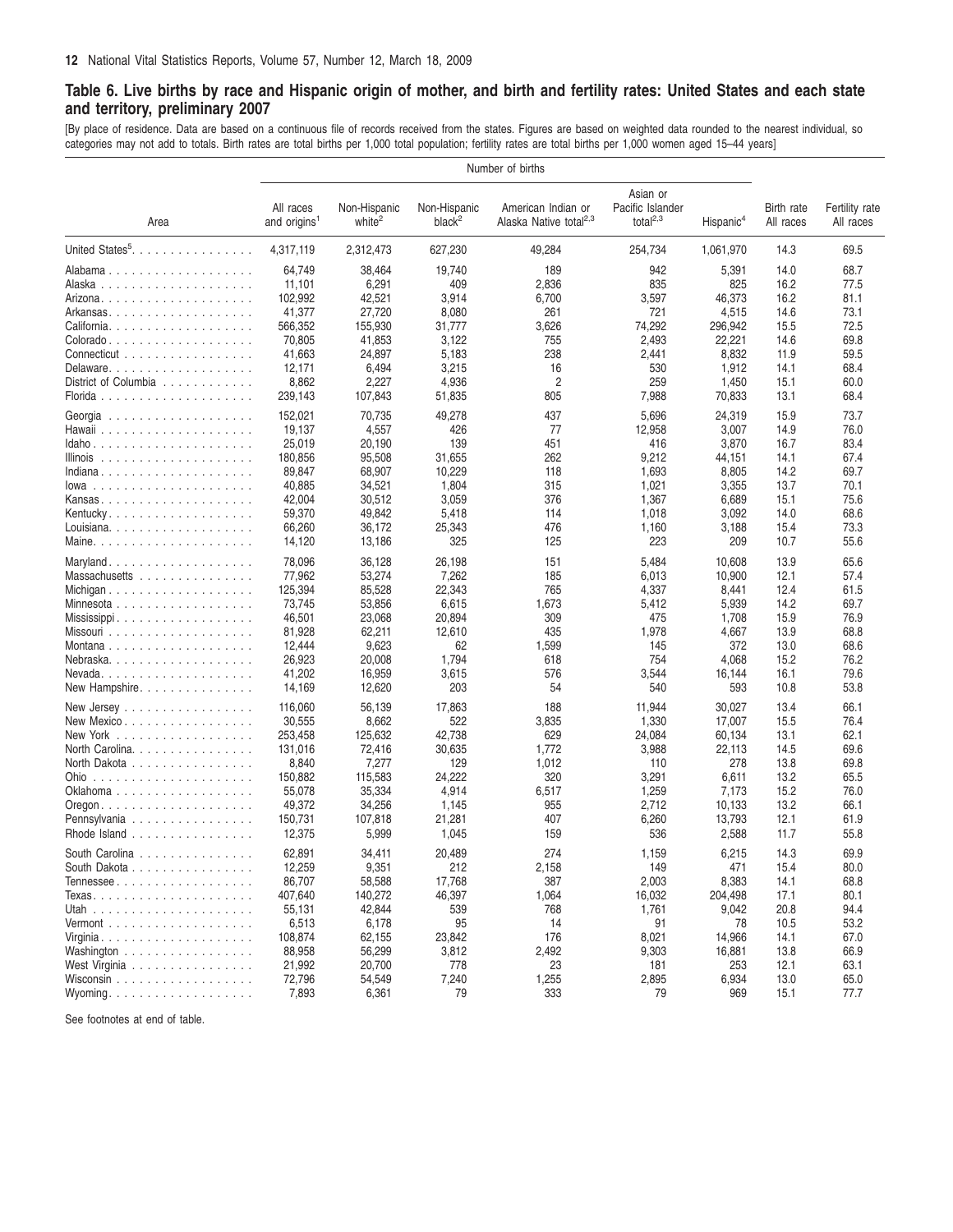## Table 6. Live births by race and Hispanic origin of mother, and birth and fertility rates: United States and each state and territory, preliminary 2007

[By place of residence. Data are based on a continuous file of records received from the states. Figures are based on weighted data rounded to the nearest individual, so categories may not add to totals. Birth rates are total births per 1,000 total population; fertility rates are total births per 1,000 women aged 15–44 years]

| Area | Number of births | | | | | | Birth rate | Fertility rate |
|---|---|---|---|---|---|---|---|---|
| | All races and origins[1] | Non-Hispanic white[2] | Non-Hispanic black[2] | American Indian or Alaska Native total[2,3] | Asian or Pacific Islander total[2,3] | Hispanic[4] | All races | All races |
| United States[5] | 4,317,119 | 2,312,473 | 627,230 | 49,284 | 254,734 | 1,061,970 | 14.3 | 69.5 |
| Alabama | 64,749 | 38,464 | 19,740 | 189 | 942 | 5,391 | 14.0 | 68.7 |
| Alaska | 11,101 | 6,291 | 409 | 2,836 | 835 | 825 | 16.2 | 77.5 |
| Arizona | 102,992 | 42,521 | 3,914 | 6,700 | 3,597 | 46,373 | 16.2 | 81.1 |
| Arkansas | 41,377 | 27,720 | 8,080 | 261 | 721 | 4,515 | 14.6 | 73.1 |
| California | 566,352 | 155,930 | 31,777 | 3,626 | 74,292 | 296,942 | 15.5 | 72.5 |
| Colorado | 70,805 | 41,853 | 3,122 | 755 | 2,493 | 22,221 | 14.6 | 69.8 |
| Connecticut | 41,663 | 24,897 | 5,183 | 238 | 2,441 | 8,832 | 11.9 | 59.5 |
| Delaware | 12,171 | 6,494 | 3,215 | 16 | 530 | 1,912 | 14.1 | 68.4 |
| District of Columbia | 8,862 | 2,227 | 4,936 | 2 | 259 | 1,450 | 15.1 | 60.0 |
| Florida | 239,143 | 107,843 | 51,835 | 805 | 7,988 | 70,833 | 13.1 | 68.4 |
| Georgia | 152,021 | 70,735 | 49,278 | 437 | 5,696 | 24,319 | 15.9 | 73.7 |
| Hawaii | 19,137 | 4,557 | 426 | 77 | 12,958 | 3,007 | 14.9 | 76.0 |
| Idaho | 25,019 | 20,190 | 139 | 451 | 416 | 3,870 | 16.7 | 83.4 |
| Illinois | 180,856 | 95,508 | 31,655 | 262 | 9,212 | 44,151 | 14.1 | 67.4 |
| Indiana | 89,847 | 68,907 | 10,229 | 118 | 1,693 | 8,805 | 14.2 | 69.7 |
| Iowa | 40,885 | 34,521 | 1,804 | 315 | 1,021 | 3,355 | 13.7 | 70.1 |
| Kansas | 42,004 | 30,512 | 3,059 | 376 | 1,367 | 6,689 | 15.1 | 75.6 |
| Kentucky | 59,370 | 49,842 | 5,418 | 114 | 1,018 | 3,092 | 14.0 | 68.6 |
| Louisiana | 66,260 | 36,172 | 25,343 | 476 | 1,160 | 3,188 | 15.4 | 73.3 |
| Maine | 14,120 | 13,186 | 325 | 125 | 223 | 209 | 10.7 | 55.6 |
| Maryland | 78,096 | 36,128 | 26,198 | 151 | 5,484 | 10,608 | 13.9 | 65.6 |
| Massachusetts | 77,962 | 53,274 | 7,262 | 185 | 6,013 | 10,900 | 12.1 | 57.4 |
| Michigan | 125,394 | 85,528 | 22,343 | 765 | 4,337 | 8,441 | 12.4 | 61.5 |
| Minnesota | 73,745 | 53,856 | 6,615 | 1,673 | 5,412 | 5,939 | 14.2 | 69.7 |
| Mississippi | 46,501 | 23,068 | 20,894 | 309 | 475 | 1,708 | 15.9 | 76.9 |
| Missouri | 81,928 | 62,211 | 12,610 | 435 | 1,978 | 4,667 | 13.9 | 68.8 |
| Montana | 12,444 | 9,623 | 62 | 1,599 | 145 | 372 | 13.0 | 68.6 |
| Nebraska | 26,923 | 20,008 | 1,794 | 618 | 754 | 4,068 | 15.2 | 76.2 |
| Nevada | 41,202 | 16,959 | 3,615 | 576 | 3,544 | 16,144 | 16.1 | 79.6 |
| New Hampshire | 14,169 | 12,620 | 203 | 54 | 540 | 593 | 10.8 | 53.8 |
| New Jersey | 116,060 | 56,139 | 17,863 | 188 | 11,944 | 30,027 | 13.4 | 66.1 |
| New Mexico | 30,555 | 8,662 | 522 | 3,835 | 1,330 | 17,007 | 15.5 | 76.4 |
| New York | 253,458 | 125,632 | 42,738 | 629 | 24,084 | 60,134 | 13.1 | 62.1 |
| North Carolina | 131,016 | 72,416 | 30,635 | 1,772 | 3,988 | 22,113 | 14.5 | 69.6 |
| North Dakota | 8,840 | 7,277 | 129 | 1,012 | 110 | 278 | 13.8 | 69.8 |
| Ohio | 150,882 | 115,583 | 24,222 | 320 | 3,291 | 6,611 | 13.2 | 65.5 |
| Oklahoma | 55,078 | 35,334 | 4,914 | 6,517 | 1,259 | 7,173 | 15.2 | 76.0 |
| Oregon | 49,372 | 34,256 | 1,145 | 955 | 2,712 | 10,133 | 13.2 | 66.1 |
| Pennsylvania | 150,731 | 107,818 | 21,281 | 407 | 6,260 | 13,793 | 12.1 | 61.9 |
| Rhode Island | 12,375 | 5,999 | 1,045 | 159 | 536 | 2,588 | 11.7 | 55.8 |
| South Carolina | 62,891 | 34,411 | 20,489 | 274 | 1,159 | 6,215 | 14.3 | 69.9 |
| South Dakota | 12,259 | 9,351 | 212 | 2,158 | 149 | 471 | 15.4 | 80.0 |
| Tennessee | 86,707 | 58,588 | 17,768 | 387 | 2,003 | 8,383 | 14.1 | 68.8 |
| Texas | 407,640 | 140,272 | 46,397 | 1,064 | 16,032 | 204,498 | 17.1 | 80.1 |
| Utah | 55,131 | 42,844 | 539 | 768 | 1,761 | 9,042 | 20.8 | 94.4 |
| Vermont | 6,513 | 6,178 | 95 | 14 | 91 | 78 | 10.5 | 53.2 |
| Virginia | 108,874 | 62,155 | 23,842 | 176 | 8,021 | 14,966 | 14.1 | 67.0 |
| Washington | 88,958 | 56,299 | 3,812 | 2,492 | 9,303 | 16,881 | 13.8 | 66.9 |
| West Virginia | 21,992 | 20,700 | 778 | 23 | 181 | 253 | 12.1 | 63.1 |
| Wisconsin | 72,796 | 54,549 | 7,240 | 1,255 | 2,895 | 6,934 | 13.0 | 65.0 |
| Wyoming | 7,893 | 6,361 | 79 | 333 | 79 | 969 | 15.1 | 77.7 |

See footnotes at end of table.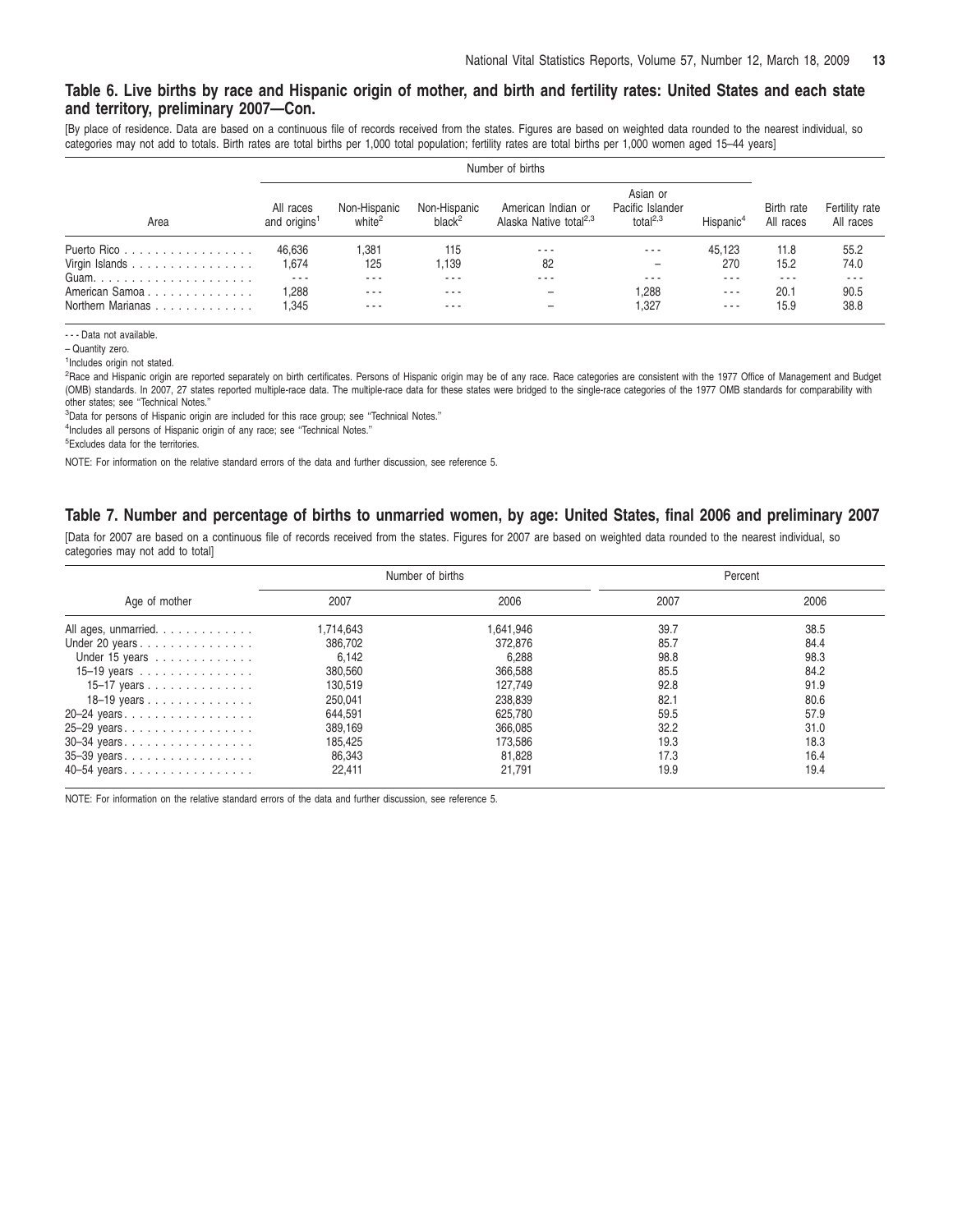## Table 6. Live births by race and Hispanic origin of mother, and birth and fertility rates: United States and each state and territory, preliminary 2007—Con.

[By place of residence. Data are based on a continuous file of records received from the states. Figures are based on weighted data rounded to the nearest individual, so categories may not add to totals. Birth rates are total births per 1,000 total population; fertility rates are total births per 1,000 women aged 15–44 years]

| Area | Number of births | | | | | | Birth rate | Fertility rate |
|---|---|---|---|---|---|---|---|---|
| | All races and origins[1] | Non-Hispanic white[2] | Non-Hispanic black[2] | American Indian or Alaska Native total[2,3] | Asian or Pacific Islander total[2,3] | Hispanic[4] | All races | All races |
| Puerto Rico | 46,636 | 1,381 | 115 | - - - | - - - | 45,123 | 11.8 | 55.2 |
| Virgin Islands | 1,674 | 125 | 1,139 | 82 | – | 270 | 15.2 | 74.0 |
| Guam | - - - | - - - | - - - | - - - | - - - | - - - | - - - | - - - |
| American Samoa | 1,288 | - - - | - - - | – | 1,288 | - - - | 20.1 | 90.5 |
| Northern Marianas | 1,345 | - - - | - - - | – | 1,327 | - - - | 15.9 | 38.8 |

- - - Data not available.

– Quantity zero.

[1]Includes origin not stated.

[2]Race and Hispanic origin are reported separately on birth certificates. Persons of Hispanic origin may be of any race. Race categories are consistent with the 1977 Office of Management and Budget (OMB) standards. In 2007, 27 states reported multiple-race data. The multiple-race data for these states were bridged to the single-race categories of the 1977 OMB standards for comparability with other states; see "Technical Notes."

[3]Data for persons of Hispanic origin are included for this race group; see "Technical Notes."

[4]Includes all persons of Hispanic origin of any race; see "Technical Notes."

[5]Excludes data for the territories.

NOTE: For information on the relative standard errors of the data and further discussion, see reference 5.

## Table 7. Number and percentage of births to unmarried women, by age: United States, final 2006 and preliminary 2007

[Data for 2007 are based on a continuous file of records received from the states. Figures for 2007 are based on weighted data rounded to the nearest individual, so categories may not add to total]

| Age of mother | Number of births | | Percent | |
|---|---|---|---|---|
| | 2007 | 2006 | 2007 | 2006 |
| All ages, unmarried | 1,714,643 | 1,641,946 | 39.7 | 38.5 |
| Under 20 years | 386,702 | 372,876 | 85.7 | 84.4 |
| Under 15 years | 6,142 | 6,288 | 98.8 | 98.3 |
| 15–19 years | 380,560 | 366,588 | 85.5 | 84.2 |
| 15–17 years | 130,519 | 127,749 | 92.8 | 91.9 |
| 18–19 years | 250,041 | 238,839 | 82.1 | 80.6 |
| 20–24 years | 644,591 | 625,780 | 59.5 | 57.9 |
| 25–29 years | 389,169 | 366,085 | 32.2 | 31.0 |
| 30–34 years | 185,425 | 173,586 | 19.3 | 18.3 |
| 35–39 years | 86,343 | 81,828 | 17.3 | 16.4 |
| 40–54 years | 22,411 | 21,791 | 19.9 | 19.4 |

NOTE: For information on the relative standard errors of the data and further discussion, see reference 5.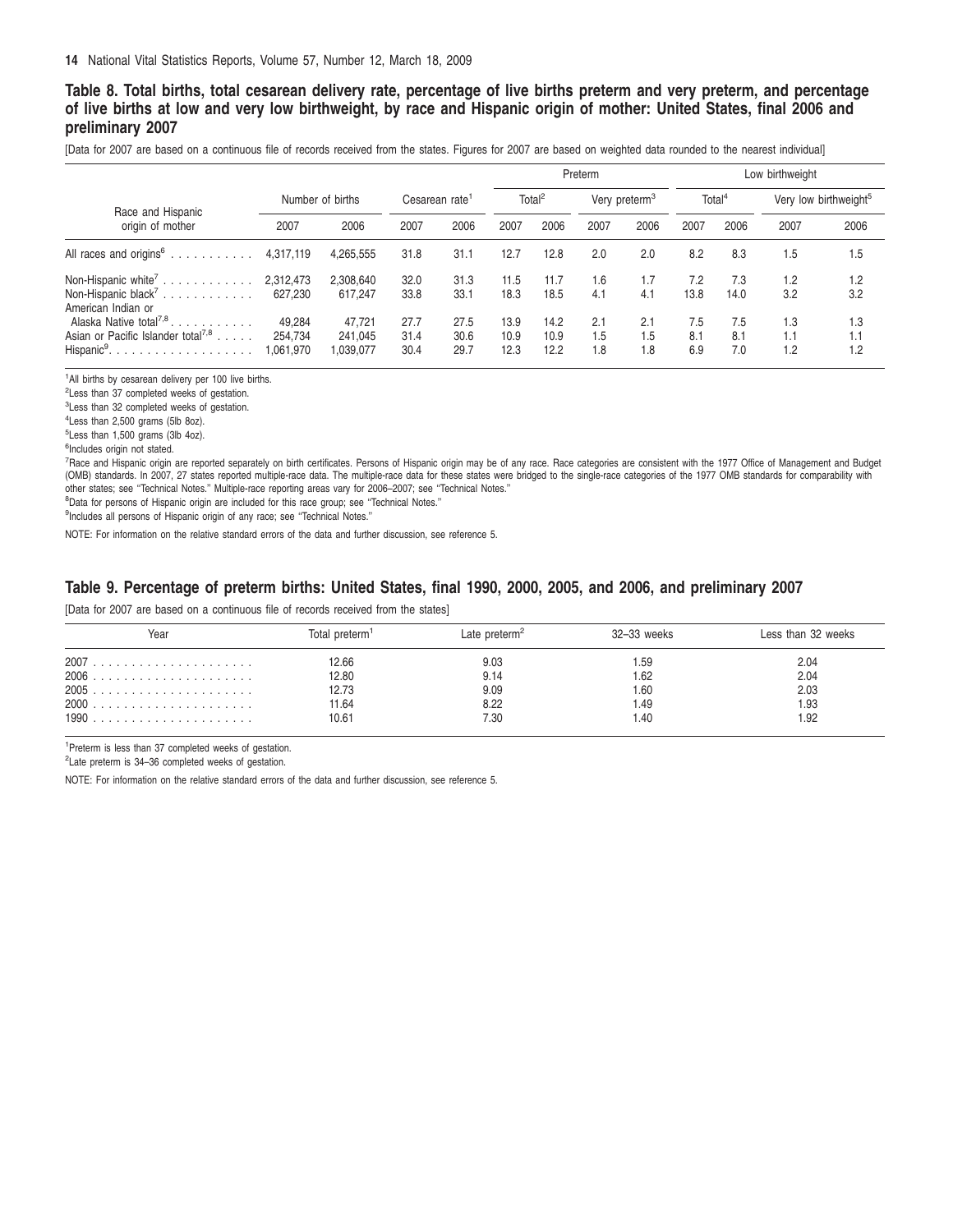## Table 8. Total births, total cesarean delivery rate, percentage of live births preterm and very preterm, and percentage of live births at low and very low birthweight, by race and Hispanic origin of mother: United States, final 2006 and preliminary 2007

[Data for 2007 are based on a continuous file of records received from the states. Figures for 2007 are based on weighted data rounded to the nearest individual]

| Race and Hispanic origin of mother | Number of births | | Cesarean rate[1] | | Preterm | | | | Low birthweight | | | |
|---|---|---|---|---|---|---|---|---|---|---|---|---|
| | | | | | Total[2] | | Very preterm[3] | | Total[4] | | Very low birthweight[5] | |
| | 2007 | 2006 | 2007 | 2006 | 2007 | 2006 | 2007 | 2006 | 2007 | 2006 | 2007 | 2006 |
| All races and origins[6] | 4,317,119 | 4,265,555 | 31.8 | 31.1 | 12.7 | 12.8 | 2.0 | 2.0 | 8.2 | 8.3 | 1.5 | 1.5 |
| Non-Hispanic white[7] | 2,312,473 | 2,308,640 | 32.0 | 31.3 | 11.5 | 11.7 | 1.6 | 1.7 | 7.2 | 7.3 | 1.2 | 1.2 |
| Non-Hispanic black[7] | 627,230 | 617,247 | 33.8 | 33.1 | 18.3 | 18.5 | 4.1 | 4.1 | 13.8 | 14.0 | 3.2 | 3.2 |
| American Indian or Alaska Native total[7,8] | 49,284 | 47,721 | 27.7 | 27.5 | 13.9 | 14.2 | 2.1 | 2.1 | 7.5 | 7.5 | 1.3 | 1.3 |
| Asian or Pacific Islander total[7,8] | 254,734 | 241,045 | 31.4 | 30.6 | 10.9 | 10.9 | 1.5 | 1.5 | 8.1 | 8.1 | 1.1 | 1.1 |
| Hispanic[9] | 1,061,970 | 1,039,077 | 30.4 | 29.7 | 12.3 | 12.2 | 1.8 | 1.8 | 6.9 | 7.0 | 1.2 | 1.2 |

[1]All births by cesarean delivery per 100 live births.

[2]Less than 37 completed weeks of gestation.

[3]Less than 32 completed weeks of gestation.

[4]Less than 2,500 grams (5lb 8oz).

[5]Less than 1,500 grams (3lb 4oz).

[6]Includes origin not stated.

[7]Race and Hispanic origin are reported separately on birth certificates. Persons of Hispanic origin may be of any race. Race categories are consistent with the 1977 Office of Management and Budget (OMB) standards. In 2007, 27 states reported multiple-race data. The multiple-race data for these states were bridged to the single-race categories of the 1977 OMB standards for comparability with other states; see "Technical Notes." Multiple-race reporting areas vary for 2006–2007; see "Technical Notes."

[8]Data for persons of Hispanic origin are included for this race group; see "Technical Notes."

[9]Includes all persons of Hispanic origin of any race; see "Technical Notes."

NOTE: For information on the relative standard errors of the data and further discussion, see reference 5.

## Table 9. Percentage of preterm births: United States, final 1990, 2000, 2005, and 2006, and preliminary 2007

[Data for 2007 are based on a continuous file of records received from the states]

| Year | Total preterm[1] | Late preterm[2] | 32–33 weeks | Less than 32 weeks |
|---|---|---|---|---|
| 2007 | 12.66 | 9.03 | 1.59 | 2.04 |
| 2006 | 12.80 | 9.14 | 1.62 | 2.04 |
| 2005 | 12.73 | 9.09 | 1.60 | 2.03 |
| 2000 | 11.64 | 8.22 | 1.49 | 1.93 |
| 1990 | 10.61 | 7.30 | 1.40 | 1.92 |

[1]Preterm is less than 37 completed weeks of gestation.

[2]Late preterm is 34–36 completed weeks of gestation.

NOTE: For information on the relative standard errors of the data and further discussion, see reference 5.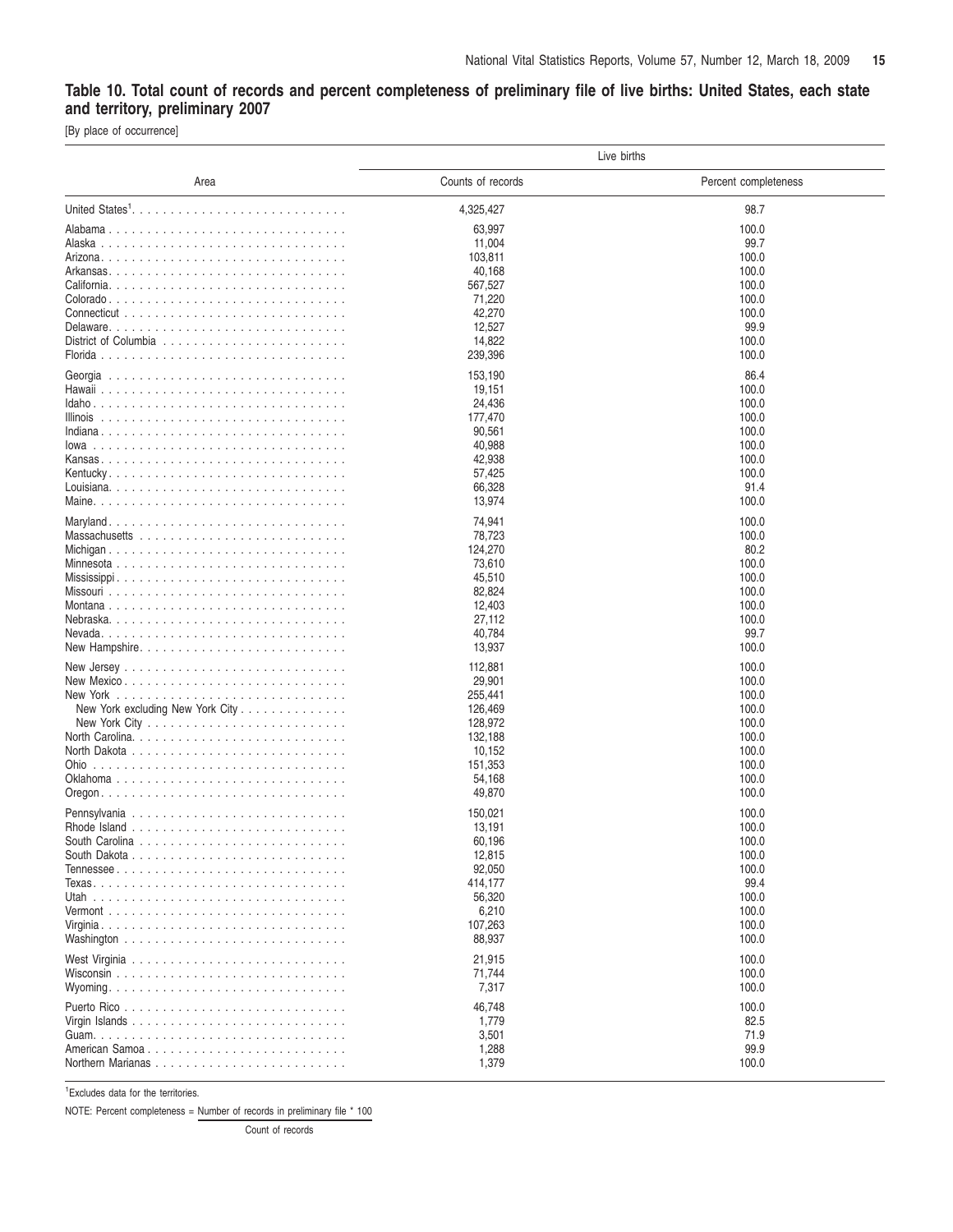## Table 10. Total count of records and percent completeness of preliminary file of live births: United States, each state and territory, preliminary 2007

[By place of occurrence]

| Area | Live births | |
|---|---|---|
| | Counts of records | Percent completeness |
| United States[1] | 4,325,427 | 98.7 |
| Alabama | 63,997 | 100.0 |
| Alaska | 11,004 | 99.7 |
| Arizona | 103,811 | 100.0 |
| Arkansas | 40,168 | 100.0 |
| California | 567,527 | 100.0 |
| Colorado | 71,220 | 100.0 |
| Connecticut | 42,270 | 100.0 |
| Delaware | 12,527 | 99.9 |
| District of Columbia | 14,822 | 100.0 |
| Florida | 239,396 | 100.0 |
| Georgia | 153,190 | 86.4 |
| Hawaii | 19,151 | 100.0 |
| Idaho | 24,436 | 100.0 |
| Illinois | 177,470 | 100.0 |
| Indiana | 90,561 | 100.0 |
| Iowa | 40,988 | 100.0 |
| Kansas | 42,938 | 100.0 |
| Kentucky | 57,425 | 100.0 |
| Louisiana | 66,328 | 91.4 |
| Maine | 13,974 | 100.0 |
| Maryland | 74,941 | 100.0 |
| Massachusetts | 78,723 | 100.0 |
| Michigan | 124,270 | 80.2 |
| Minnesota | 73,610 | 100.0 |
| Mississippi | 45,510 | 100.0 |
| Missouri | 82,824 | 100.0 |
| Montana | 12,403 | 100.0 |
| Nebraska | 27,112 | 100.0 |
| Nevada | 40,784 | 99.7 |
| New Hampshire | 13,937 | 100.0 |
| New Jersey | 112,881 | 100.0 |
| New Mexico | 29,901 | 100.0 |
| New York | 255,441 | 100.0 |
| New York excluding New York City | 126,469 | 100.0 |
| New York City | 128,972 | 100.0 |
| North Carolina | 132,188 | 100.0 |
| North Dakota | 10,152 | 100.0 |
| Ohio | 151,353 | 100.0 |
| Oklahoma | 54,168 | 100.0 |
| Oregon | 49,870 | 100.0 |
| Pennsylvania | 150,021 | 100.0 |
| Rhode Island | 13,191 | 100.0 |
| South Carolina | 60,196 | 100.0 |
| South Dakota | 12,815 | 100.0 |
| Tennessee | 92,050 | 100.0 |
| Texas | 414,177 | 99.4 |
| Utah | 56,320 | 100.0 |
| Vermont | 6,210 | 100.0 |
| Virginia | 107,263 | 100.0 |
| Washington | 88,937 | 100.0 |
| West Virginia | 21,915 | 100.0 |
| Wisconsin | 71,744 | 100.0 |
| Wyoming | 7,317 | 100.0 |
| Puerto Rico | 46,748 | 100.0 |
| Virgin Islands | 1,779 | 82.5 |
| Guam | 3,501 | 71.9 |
| American Samoa | 1,288 | 99.9 |
| Northern Marianas | 1,379 | 100.0 |

[1]Excludes data for the territories.

NOTE: Percent completeness = $\frac{\text{Number of records in preliminary file} * 100}{\text{Count of records}}$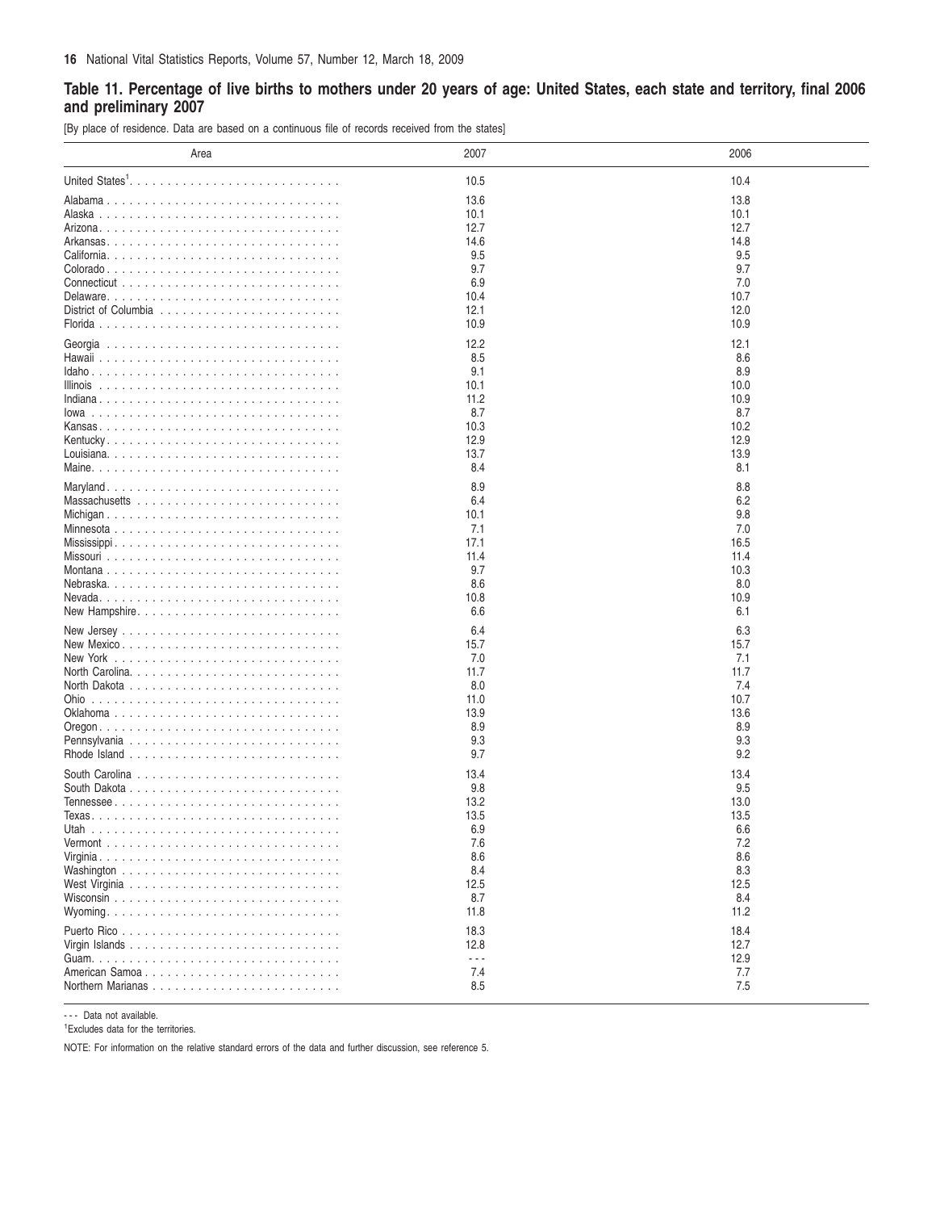## Table 11. Percentage of live births to mothers under 20 years of age: United States, each state and territory, final 2006 and preliminary 2007

[By place of residence. Data are based on a continuous file of records received from the states]

| Area | 2007 | 2006 |
|---|---|---|
| United States[1] | 10.5 | 10.4 |
| Alabama | 13.6 | 13.8 |
| Alaska | 10.1 | 10.1 |
| Arizona | 12.7 | 12.7 |
| Arkansas | 14.6 | 14.8 |
| California | 9.5 | 9.5 |
| Colorado | 9.7 | 9.7 |
| Connecticut | 6.9 | 7.0 |
| Delaware | 10.4 | 10.7 |
| District of Columbia | 12.1 | 12.0 |
| Florida | 10.9 | 10.9 |
| Georgia | 12.2 | 12.1 |
| Hawaii | 8.5 | 8.6 |
| Idaho | 9.1 | 8.9 |
| Illinois | 10.1 | 10.0 |
| Indiana | 11.2 | 10.9 |
| Iowa | 8.7 | 8.7 |
| Kansas | 10.3 | 10.2 |
| Kentucky | 12.9 | 12.9 |
| Louisiana | 13.7 | 13.9 |
| Maine | 8.4 | 8.1 |
| Maryland | 8.9 | 8.8 |
| Massachusetts | 6.4 | 6.2 |
| Michigan | 10.1 | 9.8 |
| Minnesota | 7.1 | 7.0 |
| Mississippi | 17.1 | 16.5 |
| Missouri | 11.4 | 11.4 |
| Montana | 9.7 | 10.3 |
| Nebraska | 8.6 | 8.0 |
| Nevada | 10.8 | 10.9 |
| New Hampshire | 6.6 | 6.1 |
| New Jersey | 6.4 | 6.3 |
| New Mexico | 15.7 | 15.7 |
| New York | 7.0 | 7.1 |
| North Carolina | 11.7 | 11.7 |
| North Dakota | 8.0 | 7.4 |
| Ohio | 11.0 | 10.7 |
| Oklahoma | 13.9 | 13.6 |
| Oregon | 8.9 | 8.9 |
| Pennsylvania | 9.3 | 9.3 |
| Rhode Island | 9.7 | 9.2 |
| South Carolina | 13.4 | 13.4 |
| South Dakota | 9.8 | 9.5 |
| Tennessee | 13.2 | 13.0 |
| Texas | 13.5 | 13.5 |
| Utah | 6.9 | 6.6 |
| Vermont | 7.6 | 7.2 |
| Virginia | 8.6 | 8.6 |
| Washington | 8.4 | 8.3 |
| West Virginia | 12.5 | 12.5 |
| Wisconsin | 8.7 | 8.4 |
| Wyoming | 11.8 | 11.2 |
| Puerto Rico | 18.3 | 18.4 |
| Virgin Islands | 12.8 | 12.7 |
| Guam | --- | 12.9 |
| American Samoa | 7.4 | 7.7 |
| Northern Marianas | 8.5 | 7.5 |

--- Data not available.

[1]Excludes data for the territories.

NOTE: For information on the relative standard errors of the data and further discussion, see reference 5.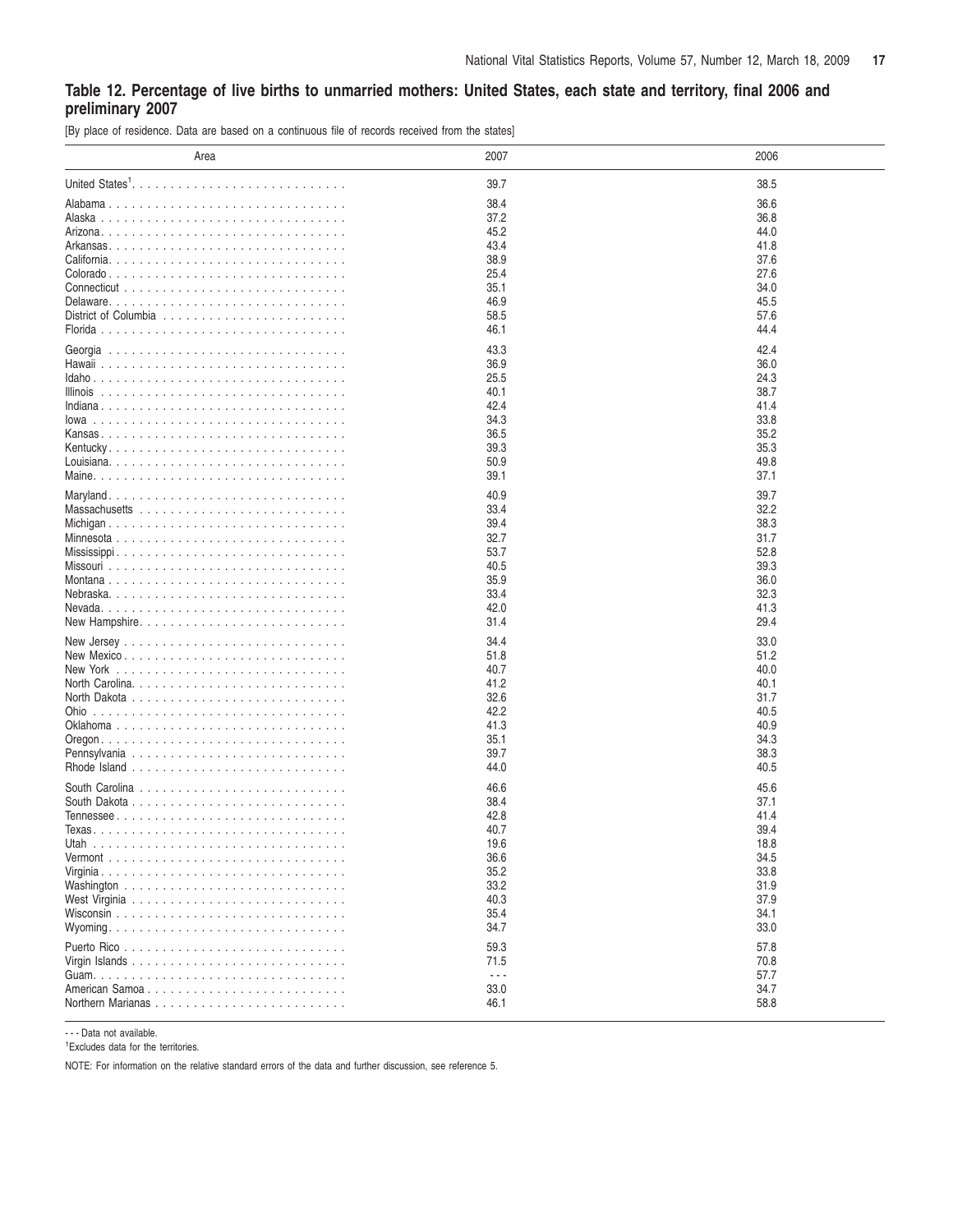## Table 12. Percentage of live births to unmarried mothers: United States, each state and territory, final 2006 and preliminary 2007

[By place of residence. Data are based on a continuous file of records received from the states]

| Area | 2007 | 2006 |
|---|---|---|
| United States[1] | 39.7 | 38.5 |
| Alabama | 38.4 | 36.6 |
| Alaska | 37.2 | 36.8 |
| Arizona | 45.2 | 44.0 |
| Arkansas | 43.4 | 41.8 |
| California | 38.9 | 37.6 |
| Colorado | 25.4 | 27.6 |
| Connecticut | 35.1 | 34.0 |
| Delaware | 46.9 | 45.5 |
| District of Columbia | 58.5 | 57.6 |
| Florida | 46.1 | 44.4 |
| Georgia | 43.3 | 42.4 |
| Hawaii | 36.9 | 36.0 |
| Idaho | 25.5 | 24.3 |
| Illinois | 40.1 | 38.7 |
| Indiana | 42.4 | 41.4 |
| Iowa | 34.3 | 33.8 |
| Kansas | 36.5 | 35.2 |
| Kentucky | 39.3 | 35.3 |
| Louisiana | 50.9 | 49.8 |
| Maine | 39.1 | 37.1 |
| Maryland | 40.9 | 39.7 |
| Massachusetts | 33.4 | 32.2 |
| Michigan | 39.4 | 38.3 |
| Minnesota | 32.7 | 31.7 |
| Mississippi | 53.7 | 52.8 |
| Missouri | 40.5 | 39.3 |
| Montana | 35.9 | 36.0 |
| Nebraska | 33.4 | 32.3 |
| Nevada | 42.0 | 41.3 |
| New Hampshire | 31.4 | 29.4 |
| New Jersey | 34.4 | 33.0 |
| New Mexico | 51.8 | 51.2 |
| New York | 40.7 | 40.0 |
| North Carolina | 41.2 | 40.1 |
| North Dakota | 32.6 | 31.7 |
| Ohio | 42.2 | 40.5 |
| Oklahoma | 41.3 | 40.9 |
| Oregon | 35.1 | 34.3 |
| Pennsylvania | 39.7 | 38.3 |
| Rhode Island | 44.0 | 40.5 |
| South Carolina | 46.6 | 45.6 |
| South Dakota | 38.4 | 37.1 |
| Tennessee | 42.8 | 41.4 |
| Texas | 40.7 | 39.4 |
| Utah | 19.6 | 18.8 |
| Vermont | 36.6 | 34.5 |
| Virginia | 35.2 | 33.8 |
| Washington | 33.2 | 31.9 |
| West Virginia | 40.3 | 37.9 |
| Wisconsin | 35.4 | 34.1 |
| Wyoming | 34.7 | 33.0 |
| Puerto Rico | 59.3 | 57.8 |
| Virgin Islands | 71.5 | 70.8 |
| Guam | - - - | 57.7 |
| American Samoa | 33.0 | 34.7 |
| Northern Marianas | 46.1 | 58.8 |

- - - Data not available.

[1]Excludes data for the territories.

NOTE: For information on the relative standard errors of the data and further discussion, see reference 5.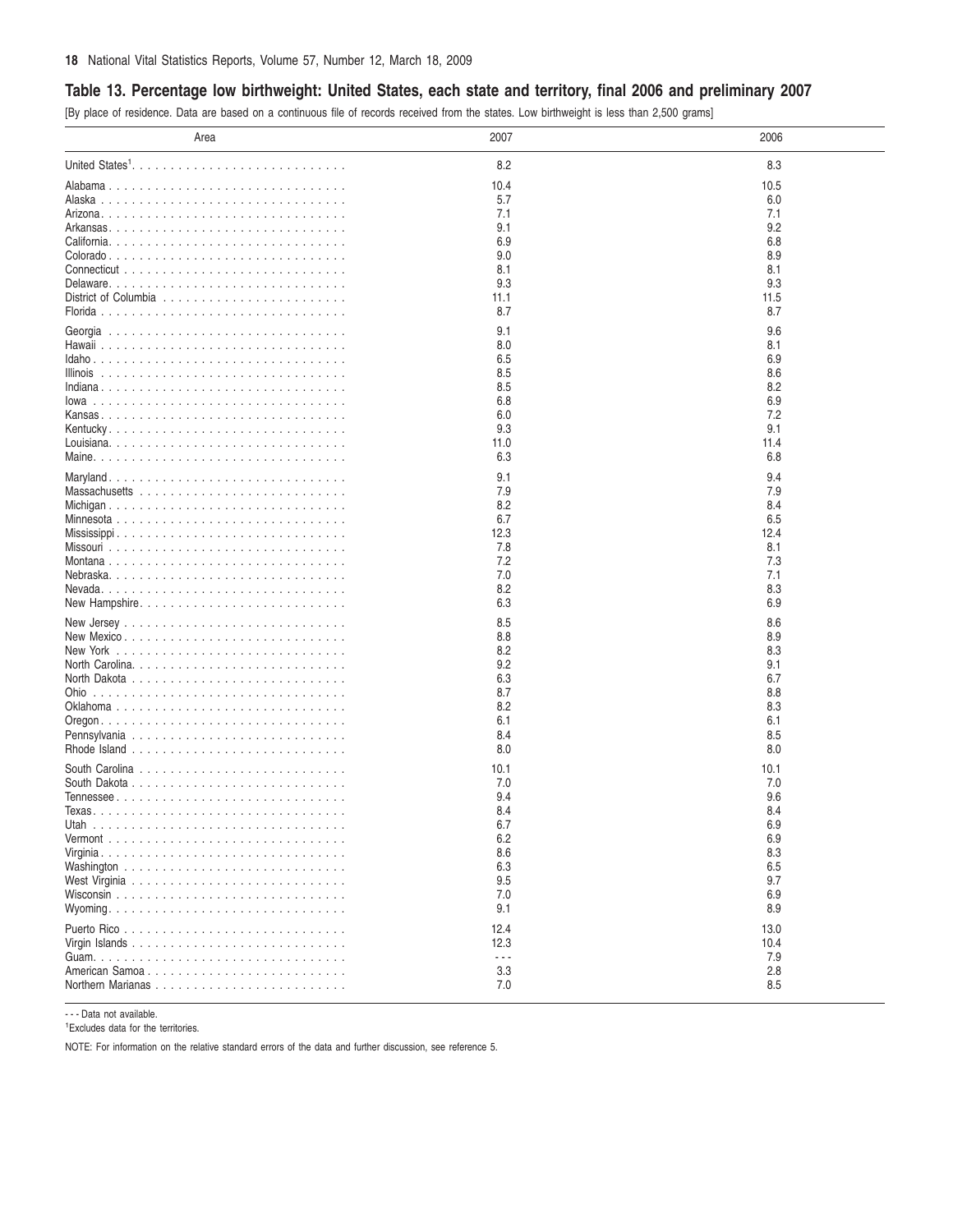## Table 13. Percentage low birthweight: United States, each state and territory, final 2006 and preliminary 2007

[By place of residence. Data are based on a continuous file of records received from the states. Low birthweight is less than 2,500 grams]

| Area | 2007 | 2006 |
|---|---|---|
| United States[1] | 8.2 | 8.3 |
| Alabama | 10.4 | 10.5 |
| Alaska | 5.7 | 6.0 |
| Arizona | 7.1 | 7.1 |
| Arkansas | 9.1 | 9.2 |
| California | 6.9 | 6.8 |
| Colorado | 9.0 | 8.9 |
| Connecticut | 8.1 | 8.1 |
| Delaware | 9.3 | 9.3 |
| District of Columbia | 11.1 | 11.5 |
| Florida | 8.7 | 8.7 |
| Georgia | 9.1 | 9.6 |
| Hawaii | 8.0 | 8.1 |
| Idaho | 6.5 | 6.9 |
| Illinois | 8.5 | 8.6 |
| Indiana | 8.5 | 8.2 |
| Iowa | 6.8 | 6.9 |
| Kansas | 6.0 | 7.2 |
| Kentucky | 9.3 | 9.1 |
| Louisiana | 11.0 | 11.4 |
| Maine | 6.3 | 6.8 |
| Maryland | 9.1 | 9.4 |
| Massachusetts | 7.9 | 7.9 |
| Michigan | 8.2 | 8.4 |
| Minnesota | 6.7 | 6.5 |
| Mississippi | 12.3 | 12.4 |
| Missouri | 7.8 | 8.1 |
| Montana | 7.2 | 7.3 |
| Nebraska | 7.0 | 7.1 |
| Nevada | 8.2 | 8.3 |
| New Hampshire | 6.3 | 6.9 |
| New Jersey | 8.5 | 8.6 |
| New Mexico | 8.8 | 8.9 |
| New York | 8.2 | 8.3 |
| North Carolina | 9.2 | 9.1 |
| North Dakota | 6.3 | 6.7 |
| Ohio | 8.7 | 8.8 |
| Oklahoma | 8.2 | 8.3 |
| Oregon | 6.1 | 6.1 |
| Pennsylvania | 8.4 | 8.5 |
| Rhode Island | 8.0 | 8.0 |
| South Carolina | 10.1 | 10.1 |
| South Dakota | 7.0 | 7.0 |
| Tennessee | 9.4 | 9.6 |
| Texas | 8.4 | 8.4 |
| Utah | 6.7 | 6.9 |
| Vermont | 6.2 | 6.9 |
| Virginia | 8.6 | 8.3 |
| Washington | 6.3 | 6.5 |
| West Virginia | 9.5 | 9.7 |
| Wisconsin | 7.0 | 6.9 |
| Wyoming | 9.1 | 8.9 |
| Puerto Rico | 12.4 | 13.0 |
| Virgin Islands | 12.3 | 10.4 |
| Guam | - - - | 7.9 |
| American Samoa | 3.3 | 2.8 |
| Northern Marianas | 7.0 | 8.5 |

- - - Data not available.

[1]Excludes data for the territories.

NOTE: For information on the relative standard errors of the data and further discussion, see reference 5.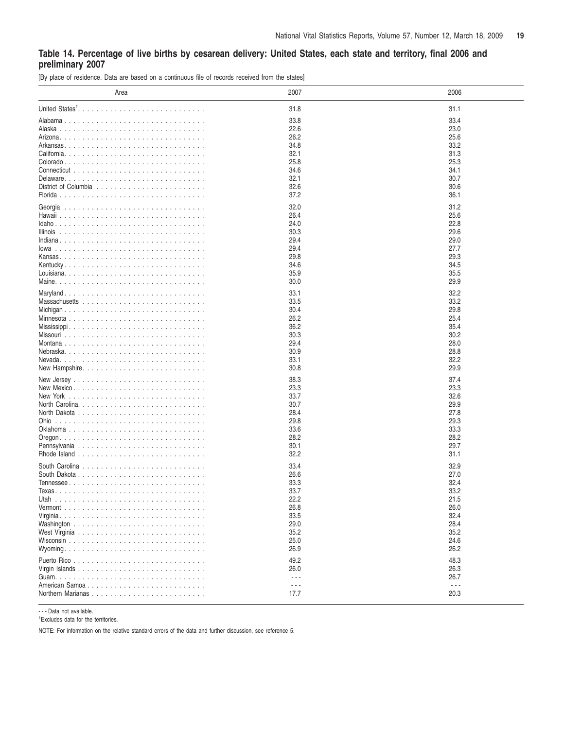## Table 14. Percentage of live births by cesarean delivery: United States, each state and territory, final 2006 and preliminary 2007

[By place of residence. Data are based on a continuous file of records received from the states]

| Area | 2007 | 2006 |
|---|---|---|
| United States[1] | 31.8 | 31.1 |
| Alabama | 33.8 | 33.4 |
| Alaska | 22.6 | 23.0 |
| Arizona | 26.2 | 25.6 |
| Arkansas | 34.8 | 33.2 |
| California | 32.1 | 31.3 |
| Colorado | 25.8 | 25.3 |
| Connecticut | 34.6 | 34.1 |
| Delaware | 32.1 | 30.7 |
| District of Columbia | 32.6 | 30.6 |
| Florida | 37.2 | 36.1 |
| Georgia | 32.0 | 31.2 |
| Hawaii | 26.4 | 25.6 |
| Idaho | 24.0 | 22.8 |
| Illinois | 30.3 | 29.6 |
| Indiana | 29.4 | 29.0 |
| Iowa | 29.4 | 27.7 |
| Kansas | 29.8 | 29.3 |
| Kentucky | 34.6 | 34.5 |
| Louisiana | 35.9 | 35.5 |
| Maine | 30.0 | 29.9 |
| Maryland | 33.1 | 32.2 |
| Massachusetts | 33.5 | 33.2 |
| Michigan | 30.4 | 29.8 |
| Minnesota | 26.2 | 25.4 |
| Mississippi | 36.2 | 35.4 |
| Missouri | 30.3 | 30.2 |
| Montana | 29.4 | 28.0 |
| Nebraska | 30.9 | 28.8 |
| Nevada | 33.1 | 32.2 |
| New Hampshire | 30.8 | 29.9 |
| New Jersey | 38.3 | 37.4 |
| New Mexico | 23.3 | 23.3 |
| New York | 33.7 | 32.6 |
| North Carolina | 30.7 | 29.9 |
| North Dakota | 28.4 | 27.8 |
| Ohio | 29.8 | 29.3 |
| Oklahoma | 33.6 | 33.3 |
| Oregon | 28.2 | 28.2 |
| Pennsylvania | 30.1 | 29.7 |
| Rhode Island | 32.2 | 31.1 |
| South Carolina | 33.4 | 32.9 |
| South Dakota | 26.6 | 27.0 |
| Tennessee | 33.3 | 32.4 |
| Texas | 33.7 | 33.2 |
| Utah | 22.2 | 21.5 |
| Vermont | 26.8 | 26.0 |
| Virginia | 33.5 | 32.4 |
| Washington | 29.0 | 28.4 |
| West Virginia | 35.2 | 35.2 |
| Wisconsin | 25.0 | 24.6 |
| Wyoming | 26.9 | 26.2 |
| Puerto Rico | 49.2 | 48.3 |
| Virgin Islands | 26.0 | 26.3 |
| Guam | - - - | 26.7 |
| American Samoa | - - - | - - - |
| Northern Marianas | 17.7 | 20.3 |

- - - Data not available.

[1]Excludes data for the territories.

NOTE: For information on the relative standard errors of the data and further discussion, see reference 5.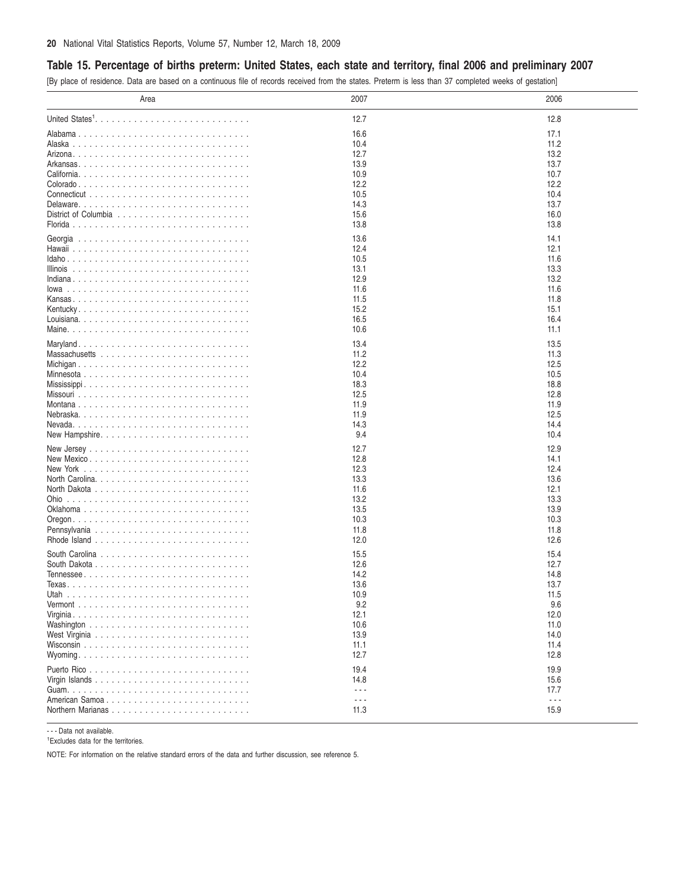## Table 15. Percentage of births preterm: United States, each state and territory, final 2006 and preliminary 2007

[By place of residence. Data are based on a continuous file of records received from the states. Preterm is less than 37 completed weeks of gestation]

| Area | 2007 | 2006 |
|---|---|---|
| United States[1] | 12.7 | 12.8 |
| Alabama | 16.6 | 17.1 |
| Alaska | 10.4 | 11.2 |
| Arizona | 12.7 | 13.2 |
| Arkansas | 13.9 | 13.7 |
| California | 10.9 | 10.7 |
| Colorado | 12.2 | 12.2 |
| Connecticut | 10.5 | 10.4 |
| Delaware | 14.3 | 13.7 |
| District of Columbia | 15.6 | 16.0 |
| Florida | 13.8 | 13.8 |
| Georgia | 13.6 | 14.1 |
| Hawaii | 12.4 | 12.1 |
| Idaho | 10.5 | 11.6 |
| Illinois | 13.1 | 13.3 |
| Indiana | 12.9 | 13.2 |
| Iowa | 11.6 | 11.6 |
| Kansas | 11.5 | 11.8 |
| Kentucky | 15.2 | 15.1 |
| Louisiana | 16.5 | 16.4 |
| Maine | 10.6 | 11.1 |
| Maryland | 13.4 | 13.5 |
| Massachusetts | 11.2 | 11.3 |
| Michigan | 12.2 | 12.5 |
| Minnesota | 10.4 | 10.5 |
| Mississippi | 18.3 | 18.8 |
| Missouri | 12.5 | 12.8 |
| Montana | 11.9 | 11.9 |
| Nebraska | 11.9 | 12.5 |
| Nevada | 14.3 | 14.4 |
| New Hampshire | 9.4 | 10.4 |
| New Jersey | 12.7 | 12.9 |
| New Mexico | 12.8 | 14.1 |
| New York | 12.3 | 12.4 |
| North Carolina | 13.3 | 13.6 |
| North Dakota | 11.6 | 12.1 |
| Ohio | 13.2 | 13.3 |
| Oklahoma | 13.5 | 13.9 |
| Oregon | 10.3 | 10.3 |
| Pennsylvania | 11.8 | 11.8 |
| Rhode Island | 12.0 | 12.6 |
| South Carolina | 15.5 | 15.4 |
| South Dakota | 12.6 | 12.7 |
| Tennessee | 14.2 | 14.8 |
| Texas | 13.6 | 13.7 |
| Utah | 10.9 | 11.5 |
| Vermont | 9.2 | 9.6 |
| Virginia | 12.1 | 12.0 |
| Washington | 10.6 | 11.0 |
| West Virginia | 13.9 | 14.0 |
| Wisconsin | 11.1 | 11.4 |
| Wyoming | 12.7 | 12.8 |
| Puerto Rico | 19.4 | 19.9 |
| Virgin Islands | 14.8 | 15.6 |
| Guam | --- | 17.7 |
| American Samoa | --- | --- |
| Northern Marianas | 11.3 | 15.9 |

--- Data not available.

[1]Excludes data for the territories.

NOTE: For information on the relative standard errors of the data and further discussion, see reference 5.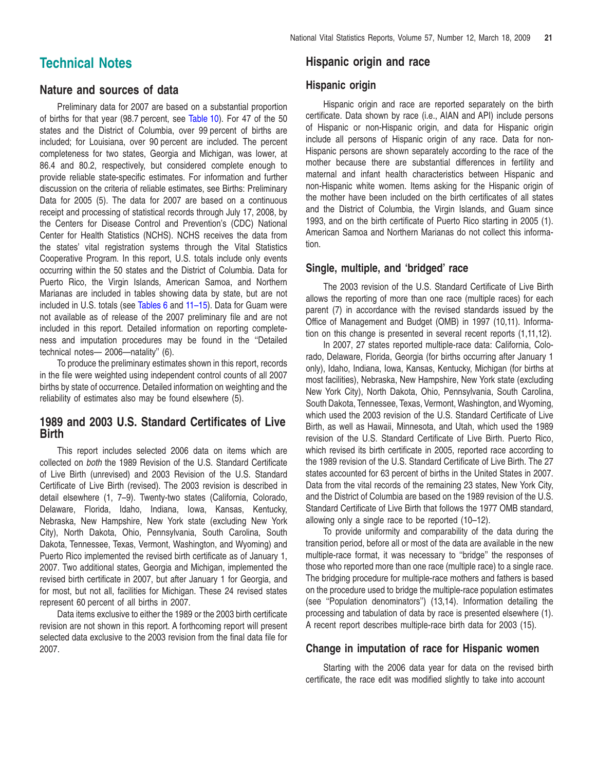# Technical Notes

## Nature and sources of data

Preliminary data for 2007 are based on a substantial proportion of births for that year (98.7 percent, see Table 10). For 47 of the 50 states and the District of Columbia, over 99 percent of births are included; for Louisiana, over 90 percent are included. The percent completeness for two states, Georgia and Michigan, was lower, at 86.4 and 80.2, respectively, but considered complete enough to provide reliable state-specific estimates. For information and further discussion on the criteria of reliable estimates, see Births: Preliminary Data for 2005 (5). The data for 2007 are based on a continuous receipt and processing of statistical records through July 17, 2008, by the Centers for Disease Control and Prevention's (CDC) National Center for Health Statistics (NCHS). NCHS receives the data from the states' vital registration systems through the Vital Statistics Cooperative Program. In this report, U.S. totals include only events occurring within the 50 states and the District of Columbia. Data for Puerto Rico, the Virgin Islands, American Samoa, and Northern Marianas are included in tables showing data by state, but are not included in U.S. totals (see Tables 6 and 11–15). Data for Guam were not available as of release of the 2007 preliminary file and are not included in this report. Detailed information on reporting completeness and imputation procedures may be found in the ''Detailed technical notes— 2006—natality'' (6).

To produce the preliminary estimates shown in this report, records in the file were weighted using independent control counts of all 2007 births by state of occurrence. Detailed information on weighting and the reliability of estimates also may be found elsewhere (5).

## 1989 and 2003 U.S. Standard Certificates of Live Birth

This report includes selected 2006 data on items which are collected on *both* the 1989 Revision of the U.S. Standard Certificate of Live Birth (unrevised) and 2003 Revision of the U.S. Standard Certificate of Live Birth (revised). The 2003 revision is described in detail elsewhere (1, 7–9). Twenty-two states (California, Colorado, Delaware, Florida, Idaho, Indiana, Iowa, Kansas, Kentucky, Nebraska, New Hampshire, New York state (excluding New York City), North Dakota, Ohio, Pennsylvania, South Carolina, South Dakota, Tennessee, Texas, Vermont, Washington, and Wyoming) and Puerto Rico implemented the revised birth certificate as of January 1, 2007. Two additional states, Georgia and Michigan, implemented the revised birth certificate in 2007, but after January 1 for Georgia, and for most, but not all, facilities for Michigan. These 24 revised states represent 60 percent of all births in 2007.

Data items exclusive to either the 1989 or the 2003 birth certificate revision are not shown in this report. A forthcoming report will present selected data exclusive to the 2003 revision from the final data file for 2007.

## Hispanic origin and race

### Hispanic origin

Hispanic origin and race are reported separately on the birth certificate. Data shown by race (i.e., AIAN and API) include persons of Hispanic or non-Hispanic origin, and data for Hispanic origin include all persons of Hispanic origin of any race. Data for non-Hispanic persons are shown separately according to the race of the mother because there are substantial differences in fertility and maternal and infant health characteristics between Hispanic and non-Hispanic white women. Items asking for the Hispanic origin of the mother have been included on the birth certificates of all states and the District of Columbia, the Virgin Islands, and Guam since 1993, and on the birth certificate of Puerto Rico starting in 2005 (1). American Samoa and Northern Marianas do not collect this information.

### Single, multiple, and 'bridged' race

The 2003 revision of the U.S. Standard Certificate of Live Birth allows the reporting of more than one race (multiple races) for each parent (7) in accordance with the revised standards issued by the Office of Management and Budget (OMB) in 1997 (10,11). Information on this change is presented in several recent reports (1,11,12).

In 2007, 27 states reported multiple-race data: California, Colorado, Delaware, Florida, Georgia (for births occurring after January 1 only), Idaho, Indiana, Iowa, Kansas, Kentucky, Michigan (for births at most facilities), Nebraska, New Hampshire, New York state (excluding New York City), North Dakota, Ohio, Pennsylvania, South Carolina, South Dakota, Tennessee, Texas, Vermont, Washington, and Wyoming, which used the 2003 revision of the U.S. Standard Certificate of Live Birth, as well as Hawaii, Minnesota, and Utah, which used the 1989 revision of the U.S. Standard Certificate of Live Birth. Puerto Rico, which revised its birth certificate in 2005, reported race according to the 1989 revision of the U.S. Standard Certificate of Live Birth. The 27 states accounted for 63 percent of births in the United States in 2007. Data from the vital records of the remaining 23 states, New York City, and the District of Columbia are based on the 1989 revision of the U.S. Standard Certificate of Live Birth that follows the 1977 OMB standard, allowing only a single race to be reported (10–12).

To provide uniformity and comparability of the data during the transition period, before all or most of the data are available in the new multiple-race format, it was necessary to ''bridge'' the responses of those who reported more than one race (multiple race) to a single race. The bridging procedure for multiple-race mothers and fathers is based on the procedure used to bridge the multiple-race population estimates (see ''Population denominators'') (13,14). Information detailing the processing and tabulation of data by race is presented elsewhere (1). A recent report describes multiple-race birth data for 2003 (15).

### Change in imputation of race for Hispanic women

Starting with the 2006 data year for data on the revised birth certificate, the race edit was modified slightly to take into account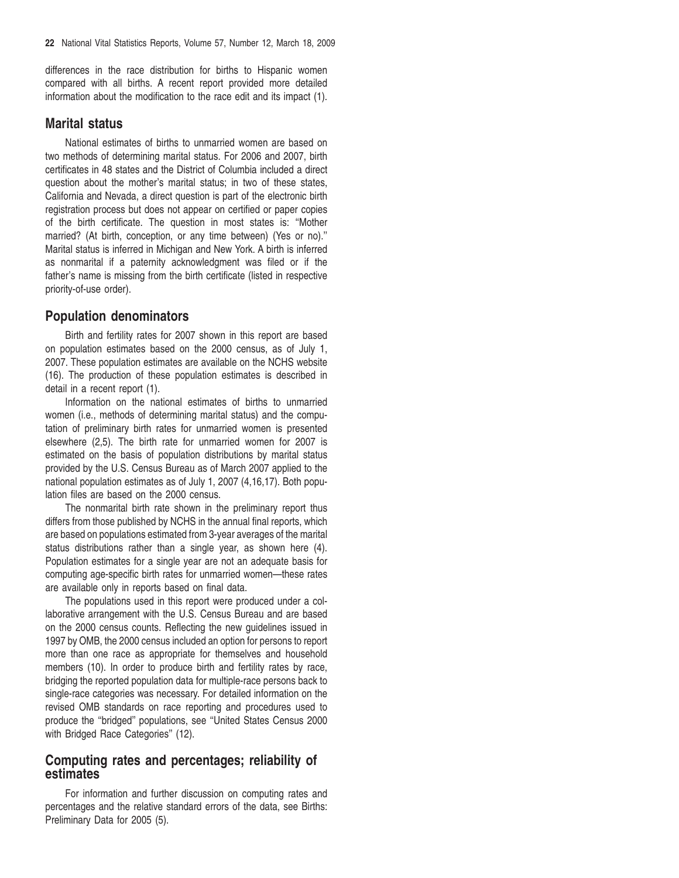differences in the race distribution for births to Hispanic women compared with all births. A recent report provided more detailed information about the modification to the race edit and its impact (1).

## Marital status

National estimates of births to unmarried women are based on two methods of determining marital status. For 2006 and 2007, birth certificates in 48 states and the District of Columbia included a direct question about the mother's marital status; in two of these states, California and Nevada, a direct question is part of the electronic birth registration process but does not appear on certified or paper copies of the birth certificate. The question in most states is: ''Mother married? (At birth, conception, or any time between) (Yes or no).'' Marital status is inferred in Michigan and New York. A birth is inferred as nonmarital if a paternity acknowledgment was filed or if the father's name is missing from the birth certificate (listed in respective priority-of-use order).

## Population denominators

Birth and fertility rates for 2007 shown in this report are based on population estimates based on the 2000 census, as of July 1, 2007. These population estimates are available on the NCHS website (16). The production of these population estimates is described in detail in a recent report (1).

Information on the national estimates of births to unmarried women (i.e., methods of determining marital status) and the computation of preliminary birth rates for unmarried women is presented elsewhere (2,5). The birth rate for unmarried women for 2007 is estimated on the basis of population distributions by marital status provided by the U.S. Census Bureau as of March 2007 applied to the national population estimates as of July 1, 2007 (4,16,17). Both population files are based on the 2000 census.

The nonmarital birth rate shown in the preliminary report thus differs from those published by NCHS in the annual final reports, which are based on populations estimated from 3-year averages of the marital status distributions rather than a single year, as shown here (4). Population estimates for a single year are not an adequate basis for computing age-specific birth rates for unmarried women—these rates are available only in reports based on final data.

The populations used in this report were produced under a collaborative arrangement with the U.S. Census Bureau and are based on the 2000 census counts. Reflecting the new guidelines issued in 1997 by OMB, the 2000 census included an option for persons to report more than one race as appropriate for themselves and household members (10). In order to produce birth and fertility rates by race, bridging the reported population data for multiple-race persons back to single-race categories was necessary. For detailed information on the revised OMB standards on race reporting and procedures used to produce the ''bridged'' populations, see ''United States Census 2000 with Bridged Race Categories'' (12).

## Computing rates and percentages; reliability of estimates

For information and further discussion on computing rates and percentages and the relative standard errors of the data, see Births: Preliminary Data for 2005 (5).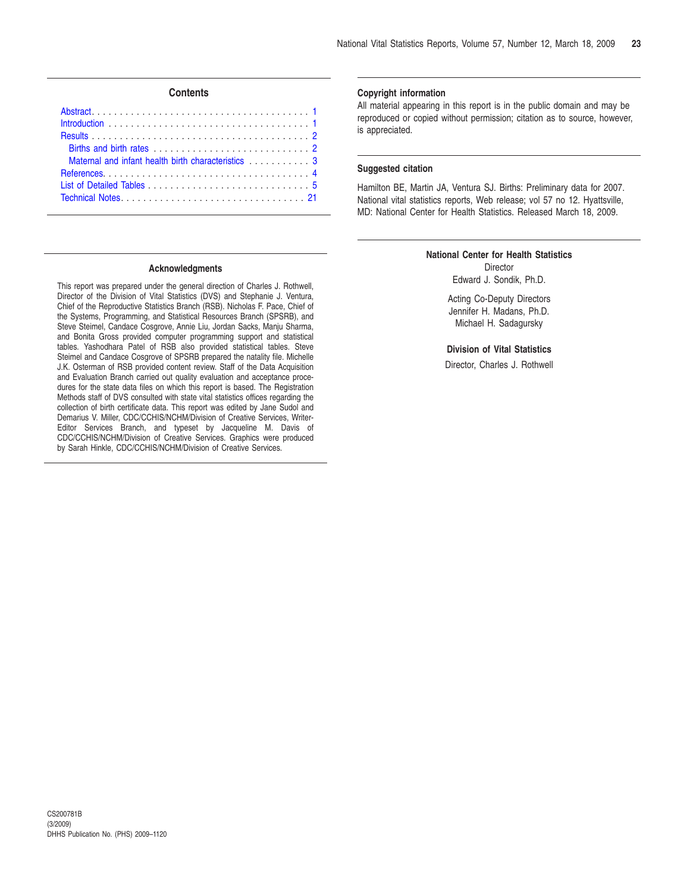## Contents

Abstract . . . . . . . . . . . . . . . . . . . . . . . . . . . . . . . . . . . . . . . 1
Introduction . . . . . . . . . . . . . . . . . . . . . . . . . . . . . . . . . . . . 1
Results . . . . . . . . . . . . . . . . . . . . . . . . . . . . . . . . . . . . . . . 2
- Births and birth rates . . . . . . . . . . . . . . . . . . . . . . . . . . . 2
- Maternal and infant health birth characteristics . . . . . . . . . . . 3

References. . . . . . . . . . . . . . . . . . . . . . . . . . . . . . . . . . . . . 4
List of Detailed Tables . . . . . . . . . . . . . . . . . . . . . . . . . . . . 5
Technical Notes. . . . . . . . . . . . . . . . . . . . . . . . . . . . . . . . . 21

## Acknowledgments

This report was prepared under the general direction of Charles J. Rothwell, Director of the Division of Vital Statistics (DVS) and Stephanie J. Ventura, Chief of the Reproductive Statistics Branch (RSB). Nicholas F. Pace, Chief of the Systems, Programming, and Statistical Resources Branch (SPSRB), and Steve Steimel, Candace Cosgrove, Annie Liu, Jordan Sacks, Manju Sharma, and Bonita Gross provided computer programming support and statistical tables. Yashodhara Patel of RSB also provided statistical tables. Steve Steimel and Candace Cosgrove of SPSRB prepared the natality file. Michelle J.K. Osterman of RSB provided content review. Staff of the Data Acquisition and Evaluation Branch carried out quality evaluation and acceptance procedures for the state data files on which this report is based. The Registration Methods staff of DVS consulted with state vital statistics offices regarding the collection of birth certificate data. This report was edited by Jane Sudol and Demarius V. Miller, CDC/CCHIS/NCHM/Division of Creative Services, Writer-Editor Services Branch, and typeset by Jacqueline M. Davis of CDC/CCHIS/NCHM/Division of Creative Services. Graphics were produced by Sarah Hinkle, CDC/CCHIS/NCHM/Division of Creative Services.

### Copyright information

All material appearing in this report is in the public domain and may be reproduced or copied without permission; citation as to source, however, is appreciated.

### Suggested citation

Hamilton BE, Martin JA, Ventura SJ. Births: Preliminary data for 2007. National vital statistics reports, Web release; vol 57 no 12. Hyattsville, MD: National Center for Health Statistics. Released March 18, 2009.

**National Center for Health Statistics**

Director
Edward J. Sondik, Ph.D.

Acting Co-Deputy Directors
Jennifer H. Madans, Ph.D.
Michael H. Sadagursky

**Division of Vital Statistics**

Director, Charles J. Rothwell

CS200781B
(3/2009)
DHHS Publication No. (PHS) 2009–1120